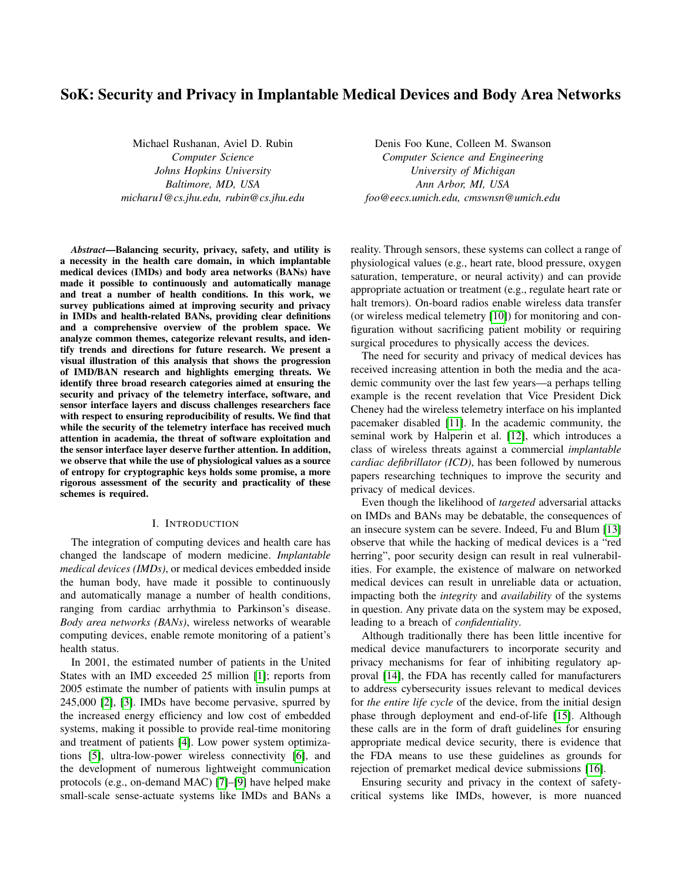# SoK: Security and Privacy in Implantable Medical Devices and Body Area Networks

Michael Rushanan, Aviel D. Rubin
*Computer Science*
*Johns Hopkins University*
*Baltimore, MD, USA*
*micharu1@cs.jhu.edu, rubin@cs.jhu.edu*

Denis Foo Kune, Colleen M. Swanson
*Computer Science and Engineering*
*University of Michigan*
*Ann Arbor, MI, USA*
*foo@eecs.umich.edu, cmswnsn@umich.edu*

***Abstract*—Balancing security, privacy, safety, and utility is a necessity in the health care domain, in which implantable medical devices (IMDs) and body area networks (BANs) have made it possible to continuously and automatically manage and treat a number of health conditions. In this work, we survey publications aimed at improving security and privacy in IMDs and health-related BANs, providing clear definitions and a comprehensive overview of the problem space. We analyze common themes, categorize relevant results, and identify trends and directions for future research. We present a visual illustration of this analysis that shows the progression of IMD/BAN research and highlights emerging threats. We identify three broad research categories aimed at ensuring the security and privacy of the telemetry interface, software, and sensor interface layers and discuss challenges researchers face with respect to ensuring reproducibility of results. We find that while the security of the telemetry interface has received much attention in academia, the threat of software exploitation and the sensor interface layer deserve further attention. In addition, we observe that while the use of physiological values as a source of entropy for cryptographic keys holds some promise, a more rigorous assessment of the security and practicality of these schemes is required.**

## I. Introduction

The integration of computing devices and health care has changed the landscape of modern medicine. *Implantable medical devices (IMDs)*, or medical devices embedded inside the human body, have made it possible to continuously and automatically manage a number of health conditions, ranging from cardiac arrhythmia to Parkinson's disease. *Body area networks (BANs)*, wireless networks of wearable computing devices, enable remote monitoring of a patient's health status.

In 2001, the estimated number of patients in the United States with an IMD exceeded 25 million [1]; reports from 2005 estimate the number of patients with insulin pumps at 245,000 [2], [3]. IMDs have become pervasive, spurred by the increased energy efficiency and low cost of embedded systems, making it possible to provide real-time monitoring and treatment of patients [4]. Low power system optimizations [5], ultra-low-power wireless connectivity [6], and the development of numerous lightweight communication protocols (e.g., on-demand MAC) [7]–[9] have helped make small-scale sense-actuate systems like IMDs and BANs a reality. Through sensors, these systems can collect a range of physiological values (e.g., heart rate, blood pressure, oxygen saturation, temperature, or neural activity) and can provide appropriate actuation or treatment (e.g., regulate heart rate or halt tremors). On-board radios enable wireless data transfer (or wireless medical telemetry [10]) for monitoring and configuration without sacrificing patient mobility or requiring surgical procedures to physically access the devices.

The need for security and privacy of medical devices has received increasing attention in both the media and the academic community over the last few years—a perhaps telling example is the recent revelation that Vice President Dick Cheney had the wireless telemetry interface on his implanted pacemaker disabled [11]. In the academic community, the seminal work by Halperin et al. [12], which introduces a class of wireless threats against a commercial *implantable cardiac defibrillator (ICD)*, has been followed by numerous papers researching techniques to improve the security and privacy of medical devices.

Even though the likelihood of *targeted* adversarial attacks on IMDs and BANs may be debatable, the consequences of an insecure system can be severe. Indeed, Fu and Blum [13] observe that while the hacking of medical devices is a "red herring", poor security design can result in real vulnerabilities. For example, the existence of malware on networked medical devices can result in unreliable data or actuation, impacting both the *integrity* and *availability* of the systems in question. Any private data on the system may be exposed, leading to a breach of *confidentiality*.

Although traditionally there has been little incentive for medical device manufacturers to incorporate security and privacy mechanisms for fear of inhibiting regulatory approval [14], the FDA has recently called for manufacturers to address cybersecurity issues relevant to medical devices for *the entire life cycle* of the device, from the initial design phase through deployment and end-of-life [15]. Although these calls are in the form of draft guidelines for ensuring appropriate medical device security, there is evidence that the FDA means to use these guidelines as grounds for rejection of premarket medical device submissions [16].

Ensuring security and privacy in the context of safety-critical systems like IMDs, however, is more nuanced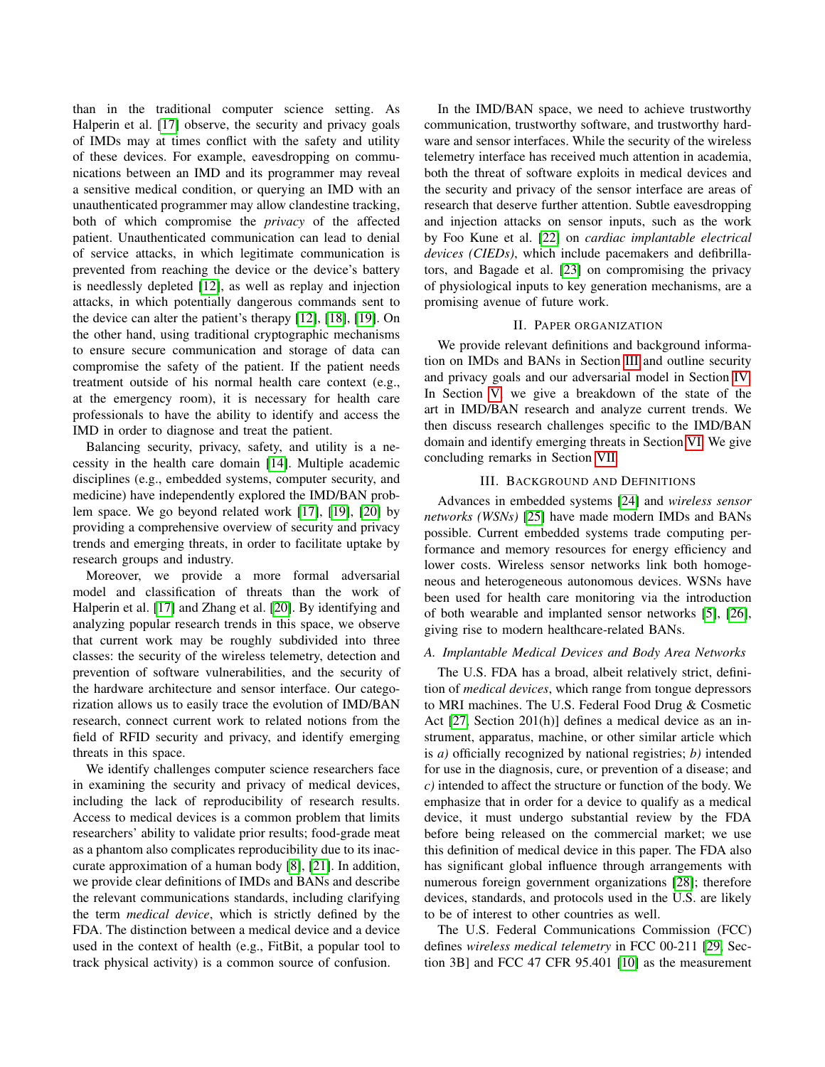than in the traditional computer science setting. As Halperin et al. [17] observe, the security and privacy goals of IMDs may at times conflict with the safety and utility of these devices. For example, eavesdropping on communications between an IMD and its programmer may reveal a sensitive medical condition, or querying an IMD with an unauthenticated programmer may allow clandestine tracking, both of which compromise the *privacy* of the affected patient. Unauthenticated communication can lead to denial of service attacks, in which legitimate communication is prevented from reaching the device or the device's battery is needlessly depleted [12], as well as replay and injection attacks, in which potentially dangerous commands sent to the device can alter the patient's therapy [12], [18], [19]. On the other hand, using traditional cryptographic mechanisms to ensure secure communication and storage of data can compromise the safety of the patient. If the patient needs treatment outside of his normal health care context (e.g., at the emergency room), it is necessary for health care professionals to have the ability to identify and access the IMD in order to diagnose and treat the patient.

Balancing security, privacy, safety, and utility is a necessity in the health care domain [14]. Multiple academic disciplines (e.g., embedded systems, computer security, and medicine) have independently explored the IMD/BAN problem space. We go beyond related work [17], [19], [20] by providing a comprehensive overview of security and privacy trends and emerging threats, in order to facilitate uptake by research groups and industry.

Moreover, we provide a more formal adversarial model and classification of threats than the work of Halperin et al. [17] and Zhang et al. [20]. By identifying and analyzing popular research trends in this space, we observe that current work may be roughly subdivided into three classes: the security of the wireless telemetry, detection and prevention of software vulnerabilities, and the security of the hardware architecture and sensor interface. Our categorization allows us to easily trace the evolution of IMD/BAN research, connect current work to related notions from the field of RFID security and privacy, and identify emerging threats in this space.

We identify challenges computer science researchers face in examining the security and privacy of medical devices, including the lack of reproducibility of research results. Access to medical devices is a common problem that limits researchers' ability to validate prior results; food-grade meat as a phantom also complicates reproducibility due to its inaccurate approximation of a human body [8], [21]. In addition, we provide clear definitions of IMDs and BANs and describe the relevant communications standards, including clarifying the term *medical device*, which is strictly defined by the FDA. The distinction between a medical device and a device used in the context of health (e.g., FitBit, a popular tool to track physical activity) is a common source of confusion.

In the IMD/BAN space, we need to achieve trustworthy communication, trustworthy software, and trustworthy hardware and sensor interfaces. While the security of the wireless telemetry interface has received much attention in academia, both the threat of software exploits in medical devices and the security and privacy of the sensor interface are areas of research that deserve further attention. Subtle eavesdropping and injection attacks on sensor inputs, such as the work by Foo Kune et al. [22] on *cardiac implantable electrical devices (CIEDs)*, which include pacemakers and defibrillators, and Bagade et al. [23] on compromising the privacy of physiological inputs to key generation mechanisms, are a promising avenue of future work.

## II. Paper Organization

We provide relevant definitions and background information on IMDs and BANs in Section III and outline security and privacy goals and our adversarial model in Section IV. In Section V, we give a breakdown of the state of the art in IMD/BAN research and analyze current trends. We then discuss research challenges specific to the IMD/BAN domain and identify emerging threats in Section VI. We give concluding remarks in Section VII.

## III. Background and Definitions

Advances in embedded systems [24] and *wireless sensor networks (WSNs)* [25] have made modern IMDs and BANs possible. Current embedded systems trade computing performance and memory resources for energy efficiency and lower costs. Wireless sensor networks link both homogeneous and heterogeneous autonomous devices. WSNs have been used for health care monitoring via the introduction of both wearable and implanted sensor networks [5], [26], giving rise to modern healthcare-related BANs.

### A. Implantable Medical Devices and Body Area Networks

The U.S. FDA has a broad, albeit relatively strict, definition of *medical devices*, which range from tongue depressors to MRI machines. The U.S. Federal Food Drug & Cosmetic Act [27, Section 201(h)] defines a medical device as an instrument, apparatus, machine, or other similar article which is *a)* officially recognized by national registries; *b)* intended for use in the diagnosis, cure, or prevention of a disease; and *c)* intended to affect the structure or function of the body. We emphasize that in order for a device to qualify as a medical device, it must undergo substantial review by the FDA before being released on the commercial market; we use this definition of medical device in this paper. The FDA also has significant global influence through arrangements with numerous foreign government organizations [28]; therefore devices, standards, and protocols used in the U.S. are likely to be of interest to other countries as well.

The U.S. Federal Communications Commission (FCC) defines *wireless medical telemetry* in FCC 00-211 [29, Section 3B] and FCC 47 CFR 95.401 [10] as the measurement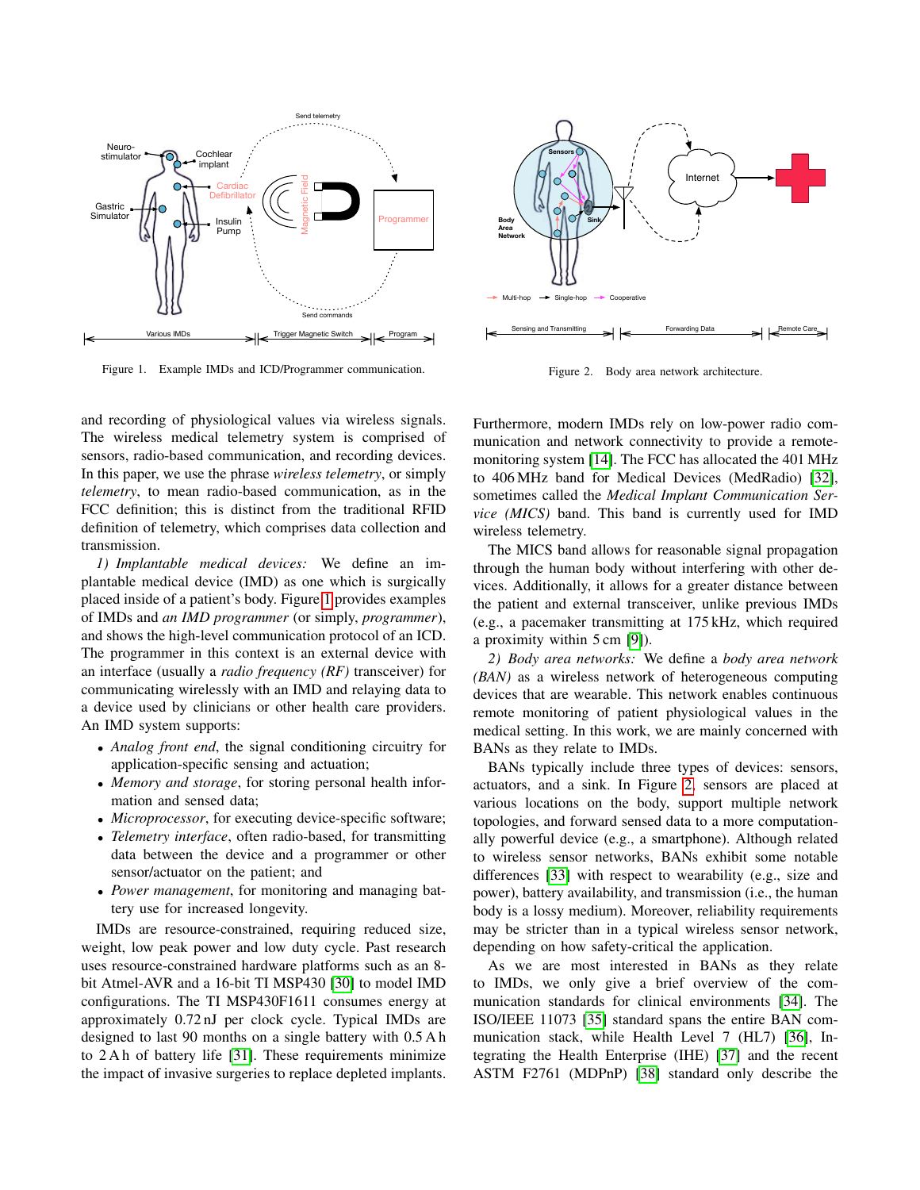Figure 1. Example IMDs and ICD/Programmer communication.

Figure 2. Body area network architecture.

and recording of physiological values via wireless signals. The wireless medical telemetry system is comprised of sensors, radio-based communication, and recording devices. In this paper, we use the phrase *wireless telemetry*, or simply *telemetry*, to mean radio-based communication, as in the FCC definition; this is distinct from the traditional RFID definition of telemetry, which comprises data collection and transmission.

*1) Implantable medical devices:* We define an implantable medical device (IMD) as one which is surgically placed inside of a patient's body. Figure 1 provides examples of IMDs and *an IMD programmer* (or simply, *programmer*), and shows the high-level communication protocol of an ICD. The programmer in this context is an external device with an interface (usually a *radio frequency (RF)* transceiver) for communicating wirelessly with an IMD and relaying data to a device used by clinicians or other health care providers. An IMD system supports:

- *Analog front end*, the signal conditioning circuitry for application-specific sensing and actuation;
- *Memory and storage*, for storing personal health information and sensed data;
- *Microprocessor*, for executing device-specific software;
- *Telemetry interface*, often radio-based, for transmitting data between the device and a programmer or other sensor/actuator on the patient; and
- *Power management*, for monitoring and managing battery use for increased longevity.

IMDs are resource-constrained, requiring reduced size, weight, low peak power and low duty cycle. Past research uses resource-constrained hardware platforms such as an 8-bit Atmel-AVR and a 16-bit TI MSP430 [30] to model IMD configurations. The TI MSP430F1611 consumes energy at approximately 0.72 nJ per clock cycle. Typical IMDs are designed to last 90 months on a single battery with 0.5 A h to 2 A h of battery life [31]. These requirements minimize the impact of invasive surgeries to replace depleted implants.

Furthermore, modern IMDs rely on low-power radio communication and network connectivity to provide a remote-monitoring system [14]. The FCC has allocated the 401 MHz to 406 MHz band for Medical Devices (MedRadio) [32], sometimes called the *Medical Implant Communication Service (MICS)* band. This band is currently used for IMD wireless telemetry.

The MICS band allows for reasonable signal propagation through the human body without interfering with other devices. Additionally, it allows for a greater distance between the patient and external transceiver, unlike previous IMDs (e.g., a pacemaker transmitting at 175 kHz, which required a proximity within 5 cm [9]).

*2) Body area networks:* We define a *body area network (BAN)* as a wireless network of heterogeneous computing devices that are wearable. This network enables continuous remote monitoring of patient physiological values in the medical setting. In this work, we are mainly concerned with BANs as they relate to IMDs.

BANs typically include three types of devices: sensors, actuators, and a sink. In Figure 2, sensors are placed at various locations on the body, support multiple network topologies, and forward sensed data to a more computationally powerful device (e.g., a smartphone). Although related to wireless sensor networks, BANs exhibit some notable differences [33] with respect to wearability (e.g., size and power), battery availability, and transmission (i.e., the human body is a lossy medium). Moreover, reliability requirements may be stricter than in a typical wireless sensor network, depending on how safety-critical the application.

As we are most interested in BANs as they relate to IMDs, we only give a brief overview of the communication standards for clinical environments [34]. The ISO/IEEE 11073 [35] standard spans the entire BAN communication stack, while Health Level 7 (HL7) [36], Integrating the Health Enterprise (IHE) [37] and the recent ASTM F2761 (MDPnP) [38] standard only describe the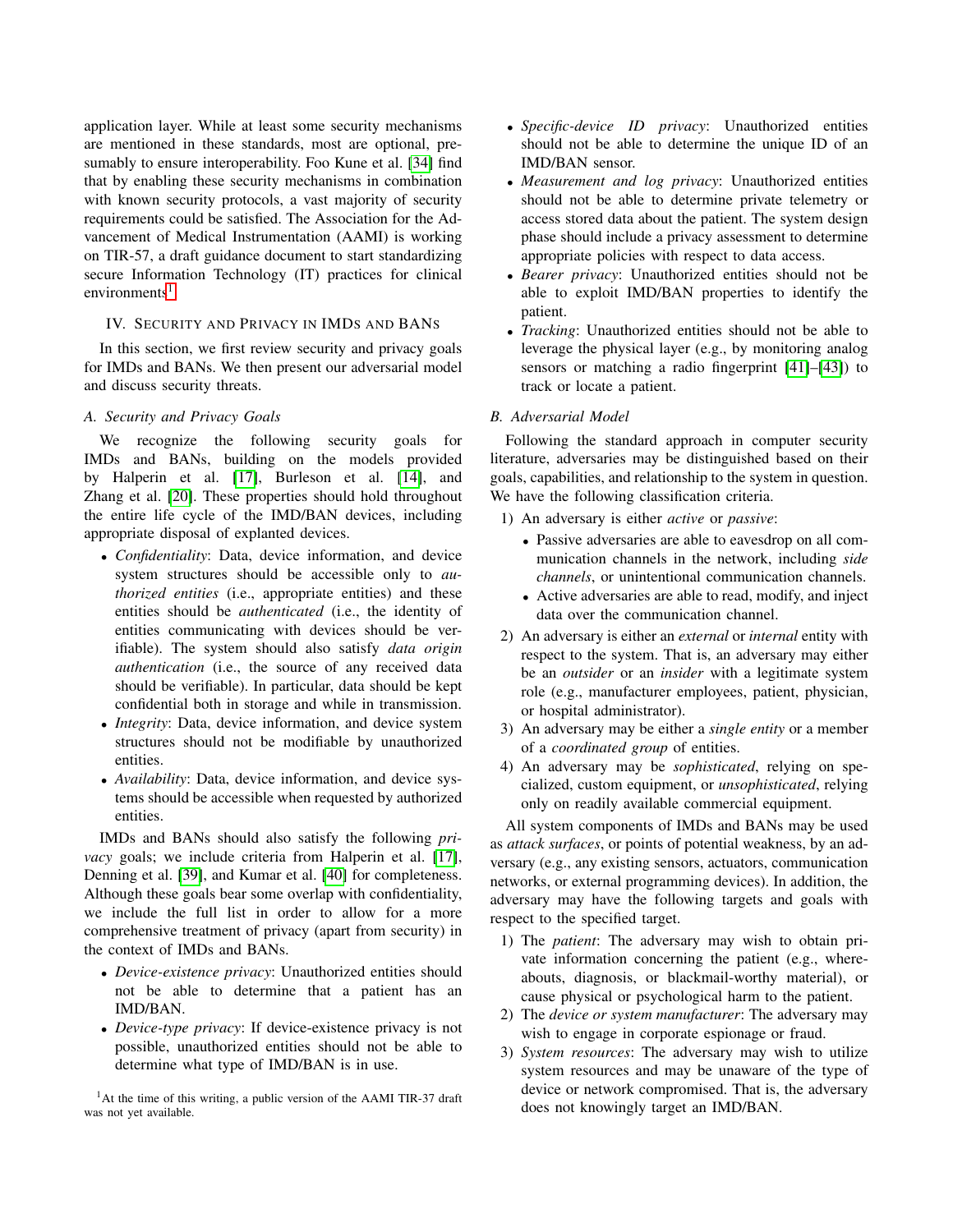application layer. While at least some security mechanisms are mentioned in these standards, most are optional, presumably to ensure interoperability. Foo Kune et al. [34] find that by enabling these security mechanisms in combination with known security protocols, a vast majority of security requirements could be satisfied. The Association for the Advancement of Medical Instrumentation (AAMI) is working on TIR-57, a draft guidance document to start standardizing secure Information Technology (IT) practices for clinical environments[1].

## IV. Security and Privacy in IMDs and BANs

In this section, we first review security and privacy goals for IMDs and BANs. We then present our adversarial model and discuss security threats.

### A. Security and Privacy Goals

We recognize the following security goals for IMDs and BANs, building on the models provided by Halperin et al. [17], Burleson et al. [14], and Zhang et al. [20]. These properties should hold throughout the entire life cycle of the IMD/BAN devices, including appropriate disposal of explanted devices.

- *Confidentiality*: Data, device information, and device system structures should be accessible only to *authorized entities* (i.e., appropriate entities) and these entities should be *authenticated* (i.e., the identity of entities communicating with devices should be verifiable). The system should also satisfy *data origin authentication* (i.e., the source of any received data should be verifiable). In particular, data should be kept confidential both in storage and while in transmission.
- *Integrity*: Data, device information, and device system structures should not be modifiable by unauthorized entities.
- *Availability*: Data, device information, and device systems should be accessible when requested by authorized entities.

IMDs and BANs should also satisfy the following *privacy* goals; we include criteria from Halperin et al. [17], Denning et al. [39], and Kumar et al. [40] for completeness. Although these goals bear some overlap with confidentiality, we include the full list in order to allow for a more comprehensive treatment of privacy (apart from security) in the context of IMDs and BANs.

- *Device-existence privacy*: Unauthorized entities should not be able to determine that a patient has an IMD/BAN.
- *Device-type privacy*: If device-existence privacy is not possible, unauthorized entities should not be able to determine what type of IMD/BAN is in use.
- *Specific-device ID privacy*: Unauthorized entities should not be able to determine the unique ID of an IMD/BAN sensor.
- *Measurement and log privacy*: Unauthorized entities should not be able to determine private telemetry or access stored data about the patient. The system design phase should include a privacy assessment to determine appropriate policies with respect to data access.
- *Bearer privacy*: Unauthorized entities should not be able to exploit IMD/BAN properties to identify the patient.
- *Tracking*: Unauthorized entities should not be able to leverage the physical layer (e.g., by monitoring analog sensors or matching a radio fingerprint [41]–[43]) to track or locate a patient.

### B. Adversarial Model

Following the standard approach in computer security literature, adversaries may be distinguished based on their goals, capabilities, and relationship to the system in question. We have the following classification criteria.

1) An adversary is either *active* or *passive*:
   - Passive adversaries are able to eavesdrop on all communication channels in the network, including *side channels*, or unintentional communication channels.
   - Active adversaries are able to read, modify, and inject data over the communication channel.
2) An adversary is either an *external* or *internal* entity with respect to the system. That is, an adversary may either be an *outsider* or an *insider* with a legitimate system role (e.g., manufacturer employees, patient, physician, or hospital administrator).
3) An adversary may be either a *single entity* or a member of a *coordinated group* of entities.
4) An adversary may be *sophisticated*, relying on specialized, custom equipment, or *unsophisticated*, relying only on readily available commercial equipment.

All system components of IMDs and BANs may be used as *attack surfaces*, or points of potential weakness, by an adversary (e.g., any existing sensors, actuators, communication networks, or external programming devices). In addition, the adversary may have the following targets and goals with respect to the specified target.

1) The *patient*: The adversary may wish to obtain private information concerning the patient (e.g., whereabouts, diagnosis, or blackmail-worthy material), or cause physical or psychological harm to the patient.
2) The *device or system manufacturer*: The adversary may wish to engage in corporate espionage or fraud.
3) *System resources*: The adversary may wish to utilize system resources and may be unaware of the type of device or network compromised. That is, the adversary does not knowingly target an IMD/BAN.

[1] At the time of this writing, a public version of the AAMI TIR-37 draft was not yet available.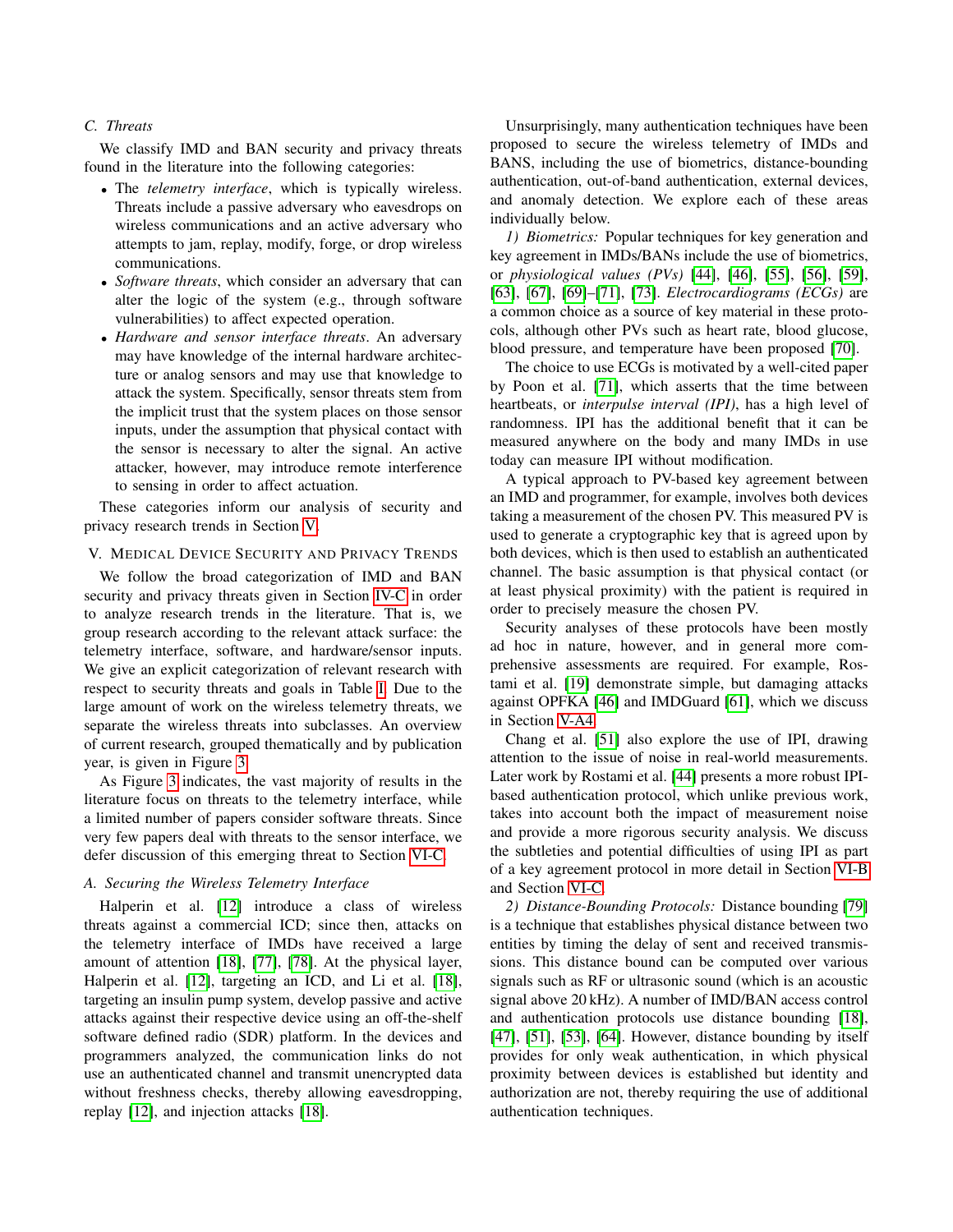### C. Threats

We classify IMD and BAN security and privacy threats found in the literature into the following categories:

- The *telemetry interface*, which is typically wireless. Threats include a passive adversary who eavesdrops on wireless communications and an active adversary who attempts to jam, replay, modify, forge, or drop wireless communications.
- *Software threats*, which consider an adversary that can alter the logic of the system (e.g., through software vulnerabilities) to affect expected operation.
- *Hardware and sensor interface threats*. An adversary may have knowledge of the internal hardware architecture or analog sensors and may use that knowledge to attack the system. Specifically, sensor threats stem from the implicit trust that the system places on those sensor inputs, under the assumption that physical contact with the sensor is necessary to alter the signal. An active attacker, however, may introduce remote interference to sensing in order to affect actuation.

These categories inform our analysis of security and privacy research trends in Section V.

## V. Medical Device Security and Privacy Trends

We follow the broad categorization of IMD and BAN security and privacy threats given in Section IV-C in order to analyze research trends in the literature. That is, we group research according to the relevant attack surface: the telemetry interface, software, and hardware/sensor inputs. We give an explicit categorization of relevant research with respect to security threats and goals in Table I. Due to the large amount of work on the wireless telemetry threats, we separate the wireless threats into subclasses. An overview of current research, grouped thematically and by publication year, is given in Figure 3.

As Figure 3 indicates, the vast majority of results in the literature focus on threats to the telemetry interface, while a limited number of papers consider software threats. Since very few papers deal with threats to the sensor interface, we defer discussion of this emerging threat to Section VI-C.

### A. Securing the Wireless Telemetry Interface

Halperin et al. [12] introduce a class of wireless threats against a commercial ICD; since then, attacks on the telemetry interface of IMDs have received a large amount of attention [18], [77], [78]. At the physical layer, Halperin et al. [12], targeting an ICD, and Li et al. [18], targeting an insulin pump system, develop passive and active attacks against their respective device using an off-the-shelf software defined radio (SDR) platform. In the devices and programmers analyzed, the communication links do not use an authenticated channel and transmit unencrypted data without freshness checks, thereby allowing eavesdropping, replay [12], and injection attacks [18].

Unsurprisingly, many authentication techniques have been proposed to secure the wireless telemetry of IMDs and BANS, including the use of biometrics, distance-bounding authentication, out-of-band authentication, external devices, and anomaly detection. We explore each of these areas individually below.

*1) Biometrics:* Popular techniques for key generation and key agreement in IMDs/BANs include the use of biometrics, or *physiological values (PVs)* [44], [46], [55], [56], [59], [63], [67], [69]–[71], [73]. *Electrocardiograms (ECGs)* are a common choice as a source of key material in these protocols, although other PVs such as heart rate, blood glucose, blood pressure, and temperature have been proposed [70].

The choice to use ECGs is motivated by a well-cited paper by Poon et al. [71], which asserts that the time between heartbeats, or *interpulse interval (IPI)*, has a high level of randomness. IPI has the additional benefit that it can be measured anywhere on the body and many IMDs in use today can measure IPI without modification.

A typical approach to PV-based key agreement between an IMD and programmer, for example, involves both devices taking a measurement of the chosen PV. This measured PV is used to generate a cryptographic key that is agreed upon by both devices, which is then used to establish an authenticated channel. The basic assumption is that physical contact (or at least physical proximity) with the patient is required in order to precisely measure the chosen PV.

Security analyses of these protocols have been mostly ad hoc in nature, however, and in general more comprehensive assessments are required. For example, Rostami et al. [19] demonstrate simple, but damaging attacks against OPFKA [46] and IMDGuard [61], which we discuss in Section V-A4.

Chang et al. [51] also explore the use of IPI, drawing attention to the issue of noise in real-world measurements. Later work by Rostami et al. [44] presents a more robust IPI-based authentication protocol, which unlike previous work, takes into account both the impact of measurement noise and provide a more rigorous security analysis. We discuss the subtleties and potential difficulties of using IPI as part of a key agreement protocol in more detail in Section VI-B and Section VI-C.

*2) Distance-Bounding Protocols:* Distance bounding [79] is a technique that establishes physical distance between two entities by timing the delay of sent and received transmissions. This distance bound can be computed over various signals such as RF or ultrasonic sound (which is an acoustic signal above 20 kHz). A number of IMD/BAN access control and authentication protocols use distance bounding [18], [47], [51], [53], [64]. However, distance bounding by itself provides for only weak authentication, in which physical proximity between devices is established but identity and authorization are not, thereby requiring the use of additional authentication techniques.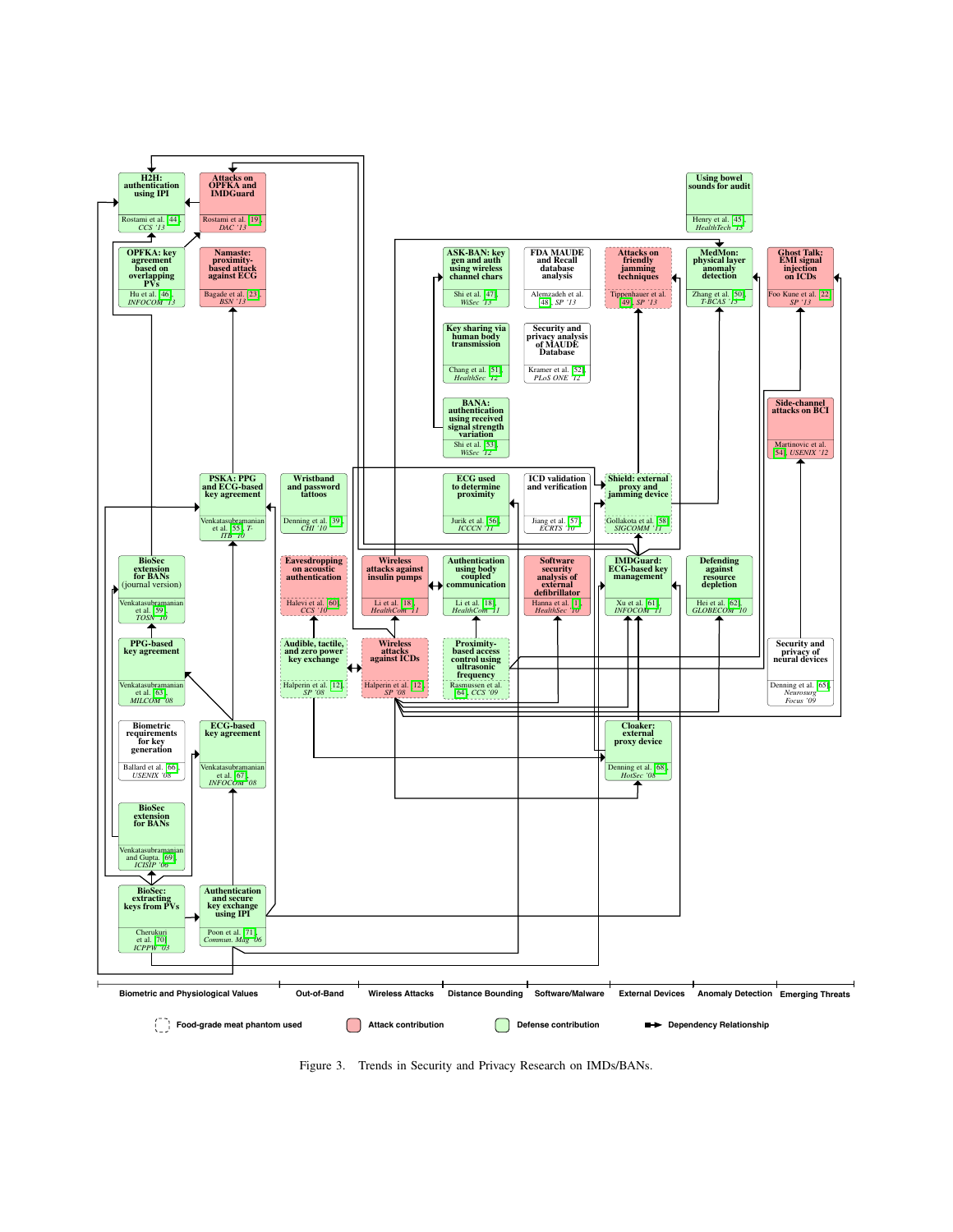**H2H: authentication using IPI**
Rostami et al. [44], *CCS '13*

**Attacks on OPFKA and IMDGuard**
Rostami et al. [19], *DAC '13*

**Using bowel sounds for audit**
Henry et al. [45], *HealthTech '13*

**OPFKA: key agreement based on overlapping PVs**
Hu et al. [46], *INFOCOM '13*

**Namaste: proximity-based attack against ECG**
Bagade et al. [23], *BSN '13*

**ASK-BAN: key gen and auth using wireless channel chars**
Shi et al. [47], *WiSec '13*

**FDA MAUDE and Recall database analysis**
Alemzadeh et al. [48], *SP '13*

**Attacks on friendly jamming techniques**
Tippenhauer et al. [49], *SP '13*

**MedMon: physical layer anomaly detection**
Zhang et al. [50], *T-BCAS '13*

**Ghost Talk: EMI signal injection on ICDs**
Foo Kune et al. [22], *SP '13*

**Key sharing via human body transmission**
Chang et al. [51], *HealthSec '12*

**Security and privacy analysis of MAUDE Database**
Kramer et al. [52], *PLoS ONE '12*

**BANA: authentication using received signal strength variation**
Shi et al. [53], *WiSec '12*

**Side-channel attacks on BCI**
Martinovic et al. [54], *USENIX '12*

**PSKA: PPG and ECG-based key agreement**
Venkatasubramanian et al. [55], *T-ITB '10*

**Wristband and password tattoos**
Denning et al. [39], *CHI '10*

**ECG used to determine proximity**
Jurik et al. [56], *ICCCN '11*

**ICD validation and verification**
Jiang et al. [57], *ECRTS '10*

**Shield: external proxy and jamming device**
Gollakota et al. [58], *SIGCOMM '11*

**BioSec extension for BANs (journal version)**
Venkatasubramanian et al. [59], *TOSN '10*

**Eavesdropping on acoustic authentication**
Halevi et al. [60], *CCS '10*

**Wireless attacks against insulin pumps**
Li et al. [18], *HealthCom '11*

**Authentication using body coupled communication**
Li et al. [18], *HealthCom '11*

**Software security analysis of external defibrillator**
Hanna et al. [1], *HealthSec '10*

**IMDGuard: ECG-based key management**
Xu et al. [61], *INFOCOM '11*

**Defending against resource depletion**
Hei et al. [62], *GLOBECOM '10*

**PPG-based key agreement**
Venkatasubramanian et al. [63], *MILCOM '08*

**Audible, tactile, and zero power key exchange**
Halperin et al. [12], *SP '08*

**Wireless attacks against ICDs**
Halperin et al. [12], *SP '08*

**Proximity-based access control using ultrasonic frequency**
Rasmussen et al. [64], *CCS '09*

**Security and privacy of neural devices**
Denning et al. [65], *Neurosurg Focus '09*

**Biometric requirements for key generation**
Ballard et al. [66], *USENIX '08*

**ECG-based key agreement**
Venkatasubramanian et al. [67], *INFOCOM '08*

**Cloaker: external proxy device**
Denning et al. [68], *HotSec '08*

**BioSec extension for BANs**
Venkatasubramanian and Gupta. [69], *ICISIP '06*

**BioSec: extracting keys from PVs**
Cherukuri et al. [70], *ICPPW '03*

**Authentication and secure key exchange using IPI**
Poon et al. [71], *Commun. Mag '06*

Categories: Biometric and Physiological Values | Out-of-Band | Wireless Attacks | Distance Bounding | Software/Malware | External Devices | Anomaly Detection | Emerging Threats

Legend: Food-grade meat phantom used | Attack contribution | Defense contribution | Dependency Relationship

Figure 3. Trends in Security and Privacy Research on IMDs/BANs.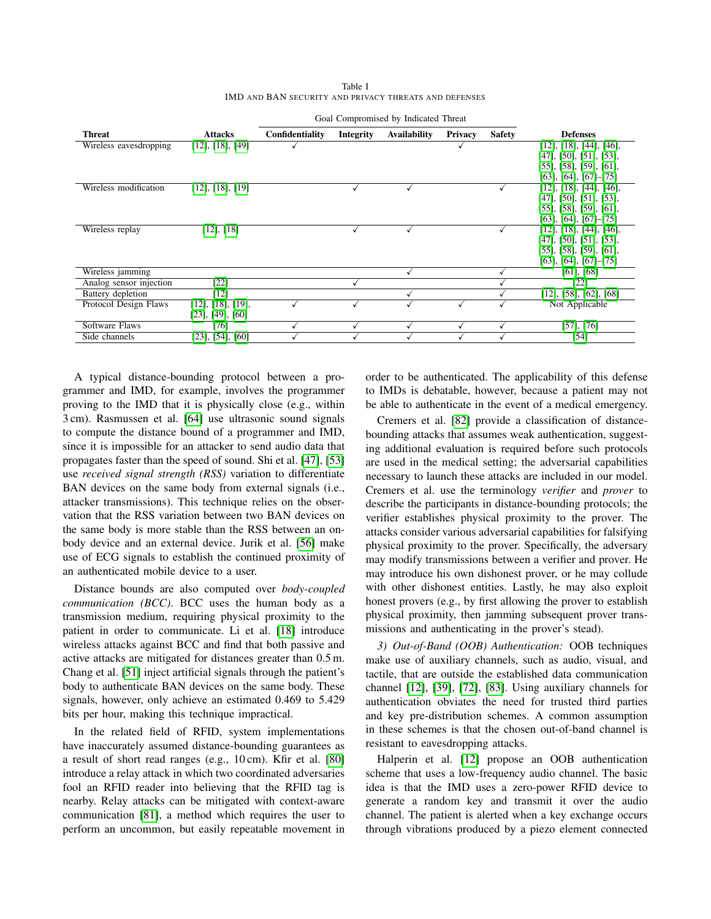Table I
IMD AND BAN SECURITY AND PRIVACY THREATS AND DEFENSES

| Threat | Attacks | Goal Compromised by Indicated Threat | | | | | Defenses |
|---|---|---|---|---|---|---|---|
| | | Confidentiality | Integrity | Availability | Privacy | Safety | |
| Wireless eavesdropping | [12], [18], [49] | ✓ | | | ✓ | | [12], [18], [44], [46], [47], [50], [51], [53], [55], [58], [59], [61], [63], [64], [67]–[75] |
| Wireless modification | [12], [18], [19] | | ✓ | ✓ | | ✓ | [12], [18], [44], [46], [47], [50], [51], [53], [55], [58], [59], [61], [63], [64], [67]–[75] |
| Wireless replay | [12], [18] | | ✓ | ✓ | | ✓ | [12], [18], [44], [46], [47], [50], [51], [53], [55], [58], [59], [61], [63], [64], [67]–[75] |
| Wireless jamming | | | | ✓ | | ✓ | [61], [68] |
| Analog sensor injection | [22] | | ✓ | | | ✓ | [22] |
| Battery depletion | [12] | | | ✓ | | ✓ | [12], [58], [62], [68] |
| Protocol Design Flaws | [12], [18], [19], [23], [49], [60] | ✓ | ✓ | ✓ | ✓ | ✓ | Not Applicable |
| Software Flaws | [76] | ✓ | ✓ | ✓ | ✓ | ✓ | [57], [76] |
| Side channels | [23], [54], [60] | ✓ | ✓ | ✓ | ✓ | ✓ | [54] |

A typical distance-bounding protocol between a programmer and IMD, for example, involves the programmer proving to the IMD that it is physically close (e.g., within 3 cm). Rasmussen et al. [64] use ultrasonic sound signals to compute the distance bound of a programmer and IMD, since it is impossible for an attacker to send audio data that propagates faster than the speed of sound. Shi et al. [47], [53] use *received signal strength (RSS)* variation to differentiate BAN devices on the same body from external signals (i.e., attacker transmissions). This technique relies on the observation that the RSS variation between two BAN devices on the same body is more stable than the RSS between an on-body device and an external device. Jurik et al. [56] make use of ECG signals to establish the continued proximity of an authenticated mobile device to a user.

Distance bounds are also computed over *body-coupled communication (BCC)*. BCC uses the human body as a transmission medium, requiring physical proximity to the patient in order to communicate. Li et al. [18] introduce wireless attacks against BCC and find that both passive and active attacks are mitigated for distances greater than 0.5 m. Chang et al. [51] inject artificial signals through the patient's body to authenticate BAN devices on the same body. These signals, however, only achieve an estimated 0.469 to 5.429 bits per hour, making this technique impractical.

In the related field of RFID, system implementations have inaccurately assumed distance-bounding guarantees as a result of short read ranges (e.g., 10 cm). Kfir et al. [80] introduce a relay attack in which two coordinated adversaries fool an RFID reader into believing that the RFID tag is nearby. Relay attacks can be mitigated with context-aware communication [81], a method which requires the user to perform an uncommon, but easily repeatable movement in order to be authenticated. The applicability of this defense to IMDs is debatable, however, because a patient may not be able to authenticate in the event of a medical emergency.

Cremers et al. [82] provide a classification of distance-bounding attacks that assumes weak authentication, suggesting additional evaluation is required before such protocols are used in the medical setting; the adversarial capabilities necessary to launch these attacks are included in our model. Cremers et al. use the terminology *verifier* and *prover* to describe the participants in distance-bounding protocols; the verifier establishes physical proximity to the prover. The attacks consider various adversarial capabilities for falsifying physical proximity to the prover. Specifically, the adversary may modify transmissions between a verifier and prover. He may introduce his own dishonest prover, or he may collude with other dishonest entities. Lastly, he may also exploit honest provers (e.g., by first allowing the prover to establish physical proximity, then jamming subsequent prover transmissions and authenticating in the prover's stead).

*3) Out-of-Band (OOB) Authentication:* OOB techniques make use of auxiliary channels, such as audio, visual, and tactile, that are outside the established data communication channel [12], [39], [72], [83]. Using auxiliary channels for authentication obviates the need for trusted third parties and key pre-distribution schemes. A common assumption in these schemes is that the chosen out-of-band channel is resistant to eavesdropping attacks.

Halperin et al. [12] propose an OOB authentication scheme that uses a low-frequency audio channel. The basic idea is that the IMD uses a zero-power RFID device to generate a random key and transmit it over the audio channel. The patient is alerted when a key exchange occurs through vibrations produced by a piezo element connected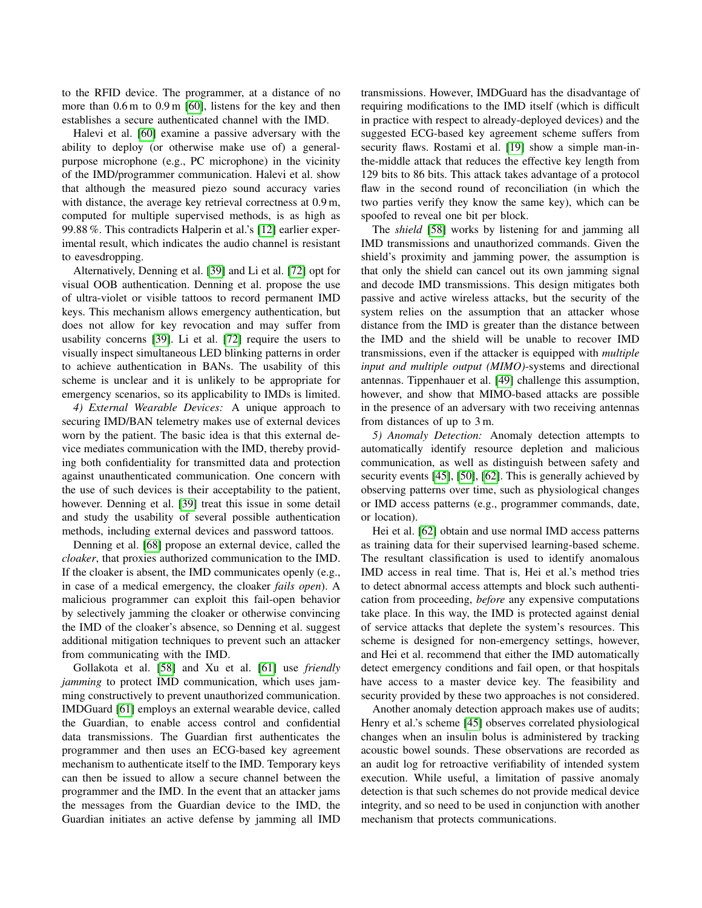to the RFID device. The programmer, at a distance of no more than 0.6 m to 0.9 m [60], listens for the key and then establishes a secure authenticated channel with the IMD.

Halevi et al. [60] examine a passive adversary with the ability to deploy (or otherwise make use of) a general-purpose microphone (e.g., PC microphone) in the vicinity of the IMD/programmer communication. Halevi et al. show that although the measured piezo sound accuracy varies with distance, the average key retrieval correctness at 0.9 m, computed for multiple supervised methods, is as high as 99.88 %. This contradicts Halperin et al.'s [12] earlier experimental result, which indicates the audio channel is resistant to eavesdropping.

Alternatively, Denning et al. [39] and Li et al. [72] opt for visual OOB authentication. Denning et al. propose the use of ultra-violet or visible tattoos to record permanent IMD keys. This mechanism allows emergency authentication, but does not allow for key revocation and may suffer from usability concerns [39]. Li et al. [72] require the users to visually inspect simultaneous LED blinking patterns in order to achieve authentication in BANs. The usability of this scheme is unclear and it is unlikely to be appropriate for emergency scenarios, so its applicability to IMDs is limited.

*4) External Wearable Devices:* A unique approach to securing IMD/BAN telemetry makes use of external devices worn by the patient. The basic idea is that this external device mediates communication with the IMD, thereby providing both confidentiality for transmitted data and protection against unauthenticated communication. One concern with the use of such devices is their acceptability to the patient, however. Denning et al. [39] treat this issue in some detail and study the usability of several possible authentication methods, including external devices and password tattoos.

Denning et al. [68] propose an external device, called the *cloaker*, that proxies authorized communication to the IMD. If the cloaker is absent, the IMD communicates openly (e.g., in case of a medical emergency, the cloaker *fails open*). A malicious programmer can exploit this fail-open behavior by selectively jamming the cloaker or otherwise convincing the IMD of the cloaker's absence, so Denning et al. suggest additional mitigation techniques to prevent such an attacker from communicating with the IMD.

Gollakota et al. [58] and Xu et al. [61] use *friendly jamming* to protect IMD communication, which uses jamming constructively to prevent unauthorized communication. IMDGuard [61] employs an external wearable device, called the Guardian, to enable access control and confidential data transmissions. The Guardian first authenticates the programmer and then uses an ECG-based key agreement mechanism to authenticate itself to the IMD. Temporary keys can then be issued to allow a secure channel between the programmer and the IMD. In the event that an attacker jams the messages from the Guardian device to the IMD, the Guardian initiates an active defense by jamming all IMD transmissions. However, IMDGuard has the disadvantage of requiring modifications to the IMD itself (which is difficult in practice with respect to already-deployed devices) and the suggested ECG-based key agreement scheme suffers from security flaws. Rostami et al. [19] show a simple man-in-the-middle attack that reduces the effective key length from 129 bits to 86 bits. This attack takes advantage of a protocol flaw in the second round of reconciliation (in which the two parties verify they know the same key), which can be spoofed to reveal one bit per block.

The *shield* [58] works by listening for and jamming all IMD transmissions and unauthorized commands. Given the shield's proximity and jamming power, the assumption is that only the shield can cancel out its own jamming signal and decode IMD transmissions. This design mitigates both passive and active wireless attacks, but the security of the system relies on the assumption that an attacker whose distance from the IMD is greater than the distance between the IMD and the shield will be unable to recover IMD transmissions, even if the attacker is equipped with *multiple input and multiple output (MIMO)*-systems and directional antennas. Tippenhauer et al. [49] challenge this assumption, however, and show that MIMO-based attacks are possible in the presence of an adversary with two receiving antennas from distances of up to 3 m.

*5) Anomaly Detection:* Anomaly detection attempts to automatically identify resource depletion and malicious communication, as well as distinguish between safety and security events [45], [50], [62]. This is generally achieved by observing patterns over time, such as physiological changes or IMD access patterns (e.g., programmer commands, date, or location).

Hei et al. [62] obtain and use normal IMD access patterns as training data for their supervised learning-based scheme. The resultant classification is used to identify anomalous IMD access in real time. That is, Hei et al.'s method tries to detect abnormal access attempts and block such authentication from proceeding, *before* any expensive computations take place. In this way, the IMD is protected against denial of service attacks that deplete the system's resources. This scheme is designed for non-emergency settings, however, and Hei et al. recommend that either the IMD automatically detect emergency conditions and fail open, or that hospitals have access to a master device key. The feasibility and security provided by these two approaches is not considered.

Another anomaly detection approach makes use of audits; Henry et al.'s scheme [45] observes correlated physiological changes when an insulin bolus is administered by tracking acoustic bowel sounds. These observations are recorded as an audit log for retroactive verifiability of intended system execution. While useful, a limitation of passive anomaly detection is that such schemes do not provide medical device integrity, and so need to be used in conjunction with another mechanism that protects communications.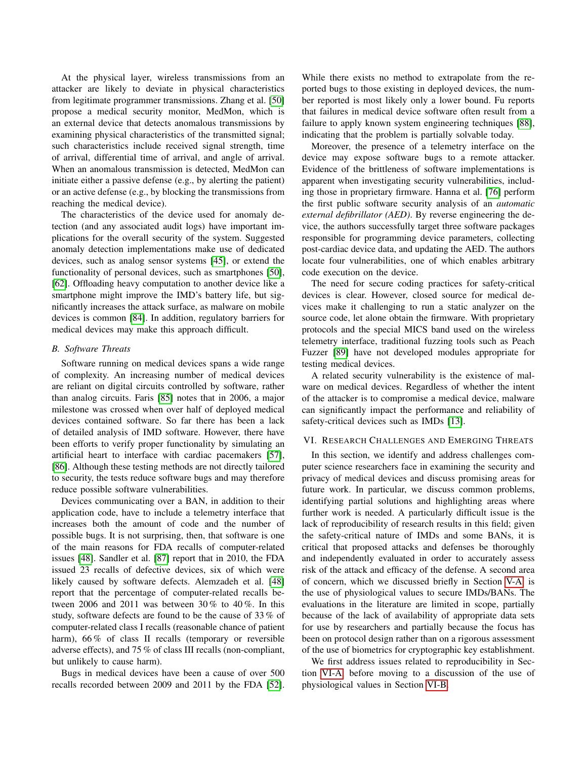At the physical layer, wireless transmissions from an attacker are likely to deviate in physical characteristics from legitimate programmer transmissions. Zhang et al. [50] propose a medical security monitor, MedMon, which is an external device that detects anomalous transmissions by examining physical characteristics of the transmitted signal; such characteristics include received signal strength, time of arrival, differential time of arrival, and angle of arrival. When an anomalous transmission is detected, MedMon can initiate either a passive defense (e.g., by alerting the patient) or an active defense (e.g., by blocking the transmissions from reaching the medical device).

The characteristics of the device used for anomaly detection (and any associated audit logs) have important implications for the overall security of the system. Suggested anomaly detection implementations make use of dedicated devices, such as analog sensor systems [45], or extend the functionality of personal devices, such as smartphones [50], [62]. Offloading heavy computation to another device like a smartphone might improve the IMD's battery life, but significantly increases the attack surface, as malware on mobile devices is common [84]. In addition, regulatory barriers for medical devices may make this approach difficult.

### B. Software Threats

Software running on medical devices spans a wide range of complexity. An increasing number of medical devices are reliant on digital circuits controlled by software, rather than analog circuits. Faris [85] notes that in 2006, a major milestone was crossed when over half of deployed medical devices contained software. So far there has been a lack of detailed analysis of IMD software. However, there have been efforts to verify proper functionality by simulating an artificial heart to interface with cardiac pacemakers [57], [86]. Although these testing methods are not directly tailored to security, the tests reduce software bugs and may therefore reduce possible software vulnerabilities.

Devices communicating over a BAN, in addition to their application code, have to include a telemetry interface that increases both the amount of code and the number of possible bugs. It is not surprising, then, that software is one of the main reasons for FDA recalls of computer-related issues [48]. Sandler et al. [87] report that in 2010, the FDA issued 23 recalls of defective devices, six of which were likely caused by software defects. Alemzadeh et al. [48] report that the percentage of computer-related recalls between 2006 and 2011 was between 30 % to 40 %. In this study, software defects are found to be the cause of 33 % of computer-related class I recalls (reasonable chance of patient harm), 66 % of class II recalls (temporary or reversible adverse effects), and 75 % of class III recalls (non-compliant, but unlikely to cause harm).

Bugs in medical devices have been a cause of over 500 recalls recorded between 2009 and 2011 by the FDA [52]. While there exists no method to extrapolate from the reported bugs to those existing in deployed devices, the number reported is most likely only a lower bound. Fu reports that failures in medical device software often result from a failure to apply known system engineering techniques [88], indicating that the problem is partially solvable today.

Moreover, the presence of a telemetry interface on the device may expose software bugs to a remote attacker. Evidence of the brittleness of software implementations is apparent when investigating security vulnerabilities, including those in proprietary firmware. Hanna et al. [76] perform the first public software security analysis of an *automatic external defibrillator (AED)*. By reverse engineering the device, the authors successfully target three software packages responsible for programming device parameters, collecting post-cardiac device data, and updating the AED. The authors locate four vulnerabilities, one of which enables arbitrary code execution on the device.

The need for secure coding practices for safety-critical devices is clear. However, closed source for medical devices make it challenging to run a static analyzer on the source code, let alone obtain the firmware. With proprietary protocols and the special MICS band used on the wireless telemetry interface, traditional fuzzing tools such as Peach Fuzzer [89] have not developed modules appropriate for testing medical devices.

A related security vulnerability is the existence of malware on medical devices. Regardless of whether the intent of the attacker is to compromise a medical device, malware can significantly impact the performance and reliability of safety-critical devices such as IMDs [13].

## VI. Research Challenges and Emerging Threats

In this section, we identify and address challenges computer science researchers face in examining the security and privacy of medical devices and discuss promising areas for future work. In particular, we discuss common problems, identifying partial solutions and highlighting areas where further work is needed. A particularly difficult issue is the lack of reproducibility of research results in this field; given the safety-critical nature of IMDs and some BANs, it is critical that proposed attacks and defenses be thoroughly and independently evaluated in order to accurately assess risk of the attack and efficacy of the defense. A second area of concern, which we discussed briefly in Section V-A, is the use of physiological values to secure IMDs/BANs. The evaluations in the literature are limited in scope, partially because of the lack of availability of appropriate data sets for use by researchers and partially because the focus has been on protocol design rather than on a rigorous assessment of the use of biometrics for cryptographic key establishment.

We first address issues related to reproducibility in Section VI-A before moving to a discussion of the use of physiological values in Section VI-B.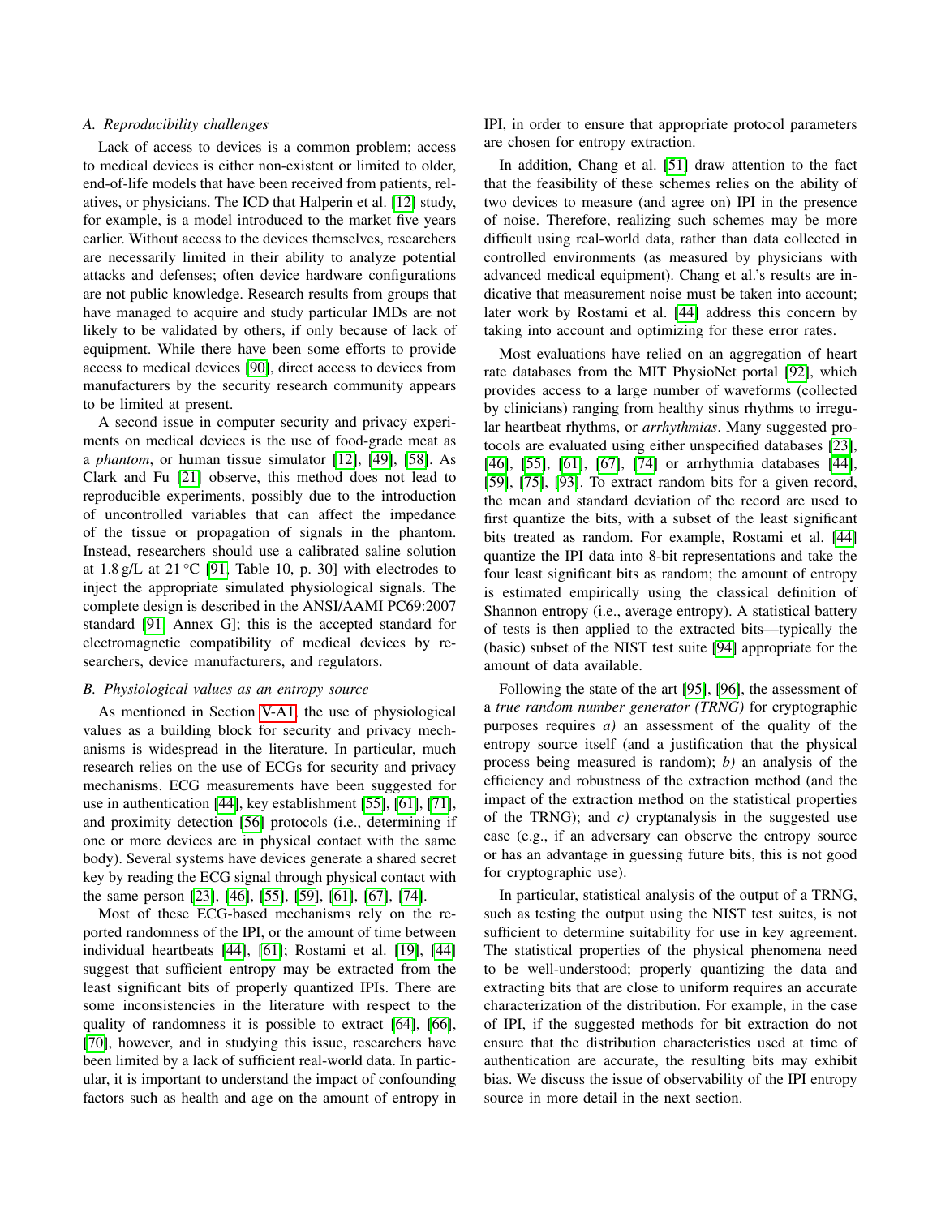### A. Reproducibility challenges

Lack of access to devices is a common problem; access to medical devices is either non-existent or limited to older, end-of-life models that have been received from patients, relatives, or physicians. The ICD that Halperin et al. [12] study, for example, is a model introduced to the market five years earlier. Without access to the devices themselves, researchers are necessarily limited in their ability to analyze potential attacks and defenses; often device hardware configurations are not public knowledge. Research results from groups that have managed to acquire and study particular IMDs are not likely to be validated by others, if only because of lack of equipment. While there have been some efforts to provide access to medical devices [90], direct access to devices from manufacturers by the security research community appears to be limited at present.

A second issue in computer security and privacy experiments on medical devices is the use of food-grade meat as a *phantom*, or human tissue simulator [12], [49], [58]. As Clark and Fu [21] observe, this method does not lead to reproducible experiments, possibly due to the introduction of uncontrolled variables that can affect the impedance of the tissue or propagation of signals in the phantom. Instead, researchers should use a calibrated saline solution at 1.8 g/L at 21 °C [91, Table 10, p. 30] with electrodes to inject the appropriate simulated physiological signals. The complete design is described in the ANSI/AAMI PC69:2007 standard [91, Annex G]; this is the accepted standard for electromagnetic compatibility of medical devices by researchers, device manufacturers, and regulators.

### B. Physiological values as an entropy source

As mentioned in Section V-A1, the use of physiological values as a building block for security and privacy mechanisms is widespread in the literature. In particular, much research relies on the use of ECGs for security and privacy mechanisms. ECG measurements have been suggested for use in authentication [44], key establishment [55], [61], [71], and proximity detection [56] protocols (i.e., determining if one or more devices are in physical contact with the same body). Several systems have devices generate a shared secret key by reading the ECG signal through physical contact with the same person [23], [46], [55], [59], [61], [67], [74].

Most of these ECG-based mechanisms rely on the reported randomness of the IPI, or the amount of time between individual heartbeats [44], [61]; Rostami et al. [19], [44] suggest that sufficient entropy may be extracted from the least significant bits of properly quantized IPIs. There are some inconsistencies in the literature with respect to the quality of randomness it is possible to extract [64], [66], [70], however, and in studying this issue, researchers have been limited by a lack of sufficient real-world data. In particular, it is important to understand the impact of confounding factors such as health and age on the amount of entropy in IPI, in order to ensure that appropriate protocol parameters are chosen for entropy extraction.

In addition, Chang et al. [51] draw attention to the fact that the feasibility of these schemes relies on the ability of two devices to measure (and agree on) IPI in the presence of noise. Therefore, realizing such schemes may be more difficult using real-world data, rather than data collected in controlled environments (as measured by physicians with advanced medical equipment). Chang et al.'s results are indicative that measurement noise must be taken into account; later work by Rostami et al. [44] address this concern by taking into account and optimizing for these error rates.

Most evaluations have relied on an aggregation of heart rate databases from the MIT PhysioNet portal [92], which provides access to a large number of waveforms (collected by clinicians) ranging from healthy sinus rhythms to irregular heartbeat rhythms, or *arrhythmias*. Many suggested protocols are evaluated using either unspecified databases [23], [46], [55], [61], [67], [74] or arrhythmia databases [44], [59], [75], [93]. To extract random bits for a given record, the mean and standard deviation of the record are used to first quantize the bits, with a subset of the least significant bits treated as random. For example, Rostami et al. [44] quantize the IPI data into 8-bit representations and take the four least significant bits as random; the amount of entropy is estimated empirically using the classical definition of Shannon entropy (i.e., average entropy). A statistical battery of tests is then applied to the extracted bits—typically the (basic) subset of the NIST test suite [94] appropriate for the amount of data available.

Following the state of the art [95], [96], the assessment of a *true random number generator (TRNG)* for cryptographic purposes requires *a)* an assessment of the quality of the entropy source itself (and a justification that the physical process being measured is random); *b)* an analysis of the efficiency and robustness of the extraction method (and the impact of the extraction method on the statistical properties of the TRNG); and *c)* cryptanalysis in the suggested use case (e.g., if an adversary can observe the entropy source or has an advantage in guessing future bits, this is not good for cryptographic use).

In particular, statistical analysis of the output of a TRNG, such as testing the output using the NIST test suites, is not sufficient to determine suitability for use in key agreement. The statistical properties of the physical phenomena need to be well-understood; properly quantizing the data and extracting bits that are close to uniform requires an accurate characterization of the distribution. For example, in the case of IPI, if the suggested methods for bit extraction do not ensure that the distribution characteristics used at time of authentication are accurate, the resulting bits may exhibit bias. We discuss the issue of observability of the IPI entropy source in more detail in the next section.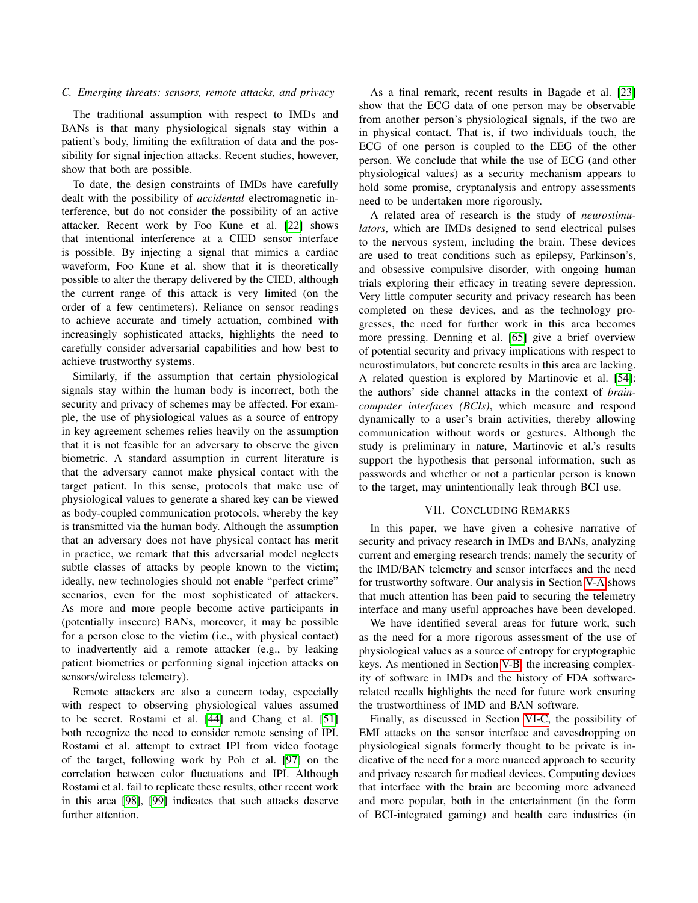### C. Emerging threats: sensors, remote attacks, and privacy

The traditional assumption with respect to IMDs and BANs is that many physiological signals stay within a patient's body, limiting the exfiltration of data and the possibility for signal injection attacks. Recent studies, however, show that both are possible.

To date, the design constraints of IMDs have carefully dealt with the possibility of *accidental* electromagnetic interference, but do not consider the possibility of an active attacker. Recent work by Foo Kune et al. [22] shows that intentional interference at a CIED sensor interface is possible. By injecting a signal that mimics a cardiac waveform, Foo Kune et al. show that it is theoretically possible to alter the therapy delivered by the CIED, although the current range of this attack is very limited (on the order of a few centimeters). Reliance on sensor readings to achieve accurate and timely actuation, combined with increasingly sophisticated attacks, highlights the need to carefully consider adversarial capabilities and how best to achieve trustworthy systems.

Similarly, if the assumption that certain physiological signals stay within the human body is incorrect, both the security and privacy of schemes may be affected. For example, the use of physiological values as a source of entropy in key agreement schemes relies heavily on the assumption that it is not feasible for an adversary to observe the given biometric. A standard assumption in current literature is that the adversary cannot make physical contact with the target patient. In this sense, protocols that make use of physiological values to generate a shared key can be viewed as body-coupled communication protocols, whereby the key is transmitted via the human body. Although the assumption that an adversary does not have physical contact has merit in practice, we remark that this adversarial model neglects subtle classes of attacks by people known to the victim; ideally, new technologies should not enable "perfect crime" scenarios, even for the most sophisticated of attackers. As more and more people become active participants in (potentially insecure) BANs, moreover, it may be possible for a person close to the victim (i.e., with physical contact) to inadvertently aid a remote attacker (e.g., by leaking patient biometrics or performing signal injection attacks on sensors/wireless telemetry).

Remote attackers are also a concern today, especially with respect to observing physiological values assumed to be secret. Rostami et al. [44] and Chang et al. [51] both recognize the need to consider remote sensing of IPI. Rostami et al. attempt to extract IPI from video footage of the target, following work by Poh et al. [97] on the correlation between color fluctuations and IPI. Although Rostami et al. fail to replicate these results, other recent work in this area [98], [99] indicates that such attacks deserve further attention.

As a final remark, recent results in Bagade et al. [23] show that the ECG data of one person may be observable from another person's physiological signals, if the two are in physical contact. That is, if two individuals touch, the ECG of one person is coupled to the EEG of the other person. We conclude that while the use of ECG (and other physiological values) as a security mechanism appears to hold some promise, cryptanalysis and entropy assessments need to be undertaken more rigorously.

A related area of research is the study of *neurostimulators*, which are IMDs designed to send electrical pulses to the nervous system, including the brain. These devices are used to treat conditions such as epilepsy, Parkinson's, and obsessive compulsive disorder, with ongoing human trials exploring their efficacy in treating severe depression. Very little computer security and privacy research has been completed on these devices, and as the technology progresses, the need for further work in this area becomes more pressing. Denning et al. [65] give a brief overview of potential security and privacy implications with respect to neurostimulators, but concrete results in this area are lacking. A related question is explored by Martinovic et al. [54]: the authors' side channel attacks in the context of *brain-computer interfaces (BCIs)*, which measure and respond dynamically to a user's brain activities, thereby allowing communication without words or gestures. Although the study is preliminary in nature, Martinovic et al.'s results support the hypothesis that personal information, such as passwords and whether or not a particular person is known to the target, may unintentionally leak through BCI use.

## VII. Concluding Remarks

In this paper, we have given a cohesive narrative of security and privacy research in IMDs and BANs, analyzing current and emerging research trends: namely the security of the IMD/BAN telemetry and sensor interfaces and the need for trustworthy software. Our analysis in Section V-A shows that much attention has been paid to securing the telemetry interface and many useful approaches have been developed.

We have identified several areas for future work, such as the need for a more rigorous assessment of the use of physiological values as a source of entropy for cryptographic keys. As mentioned in Section V-B, the increasing complexity of software in IMDs and the history of FDA software-related recalls highlights the need for future work ensuring the trustworthiness of IMD and BAN software.

Finally, as discussed in Section VI-C, the possibility of EMI attacks on the sensor interface and eavesdropping on physiological signals formerly thought to be private is indicative of the need for a more nuanced approach to security and privacy research for medical devices. Computing devices that interface with the brain are becoming more advanced and more popular, both in the entertainment (in the form of BCI-integrated gaming) and health care industries (in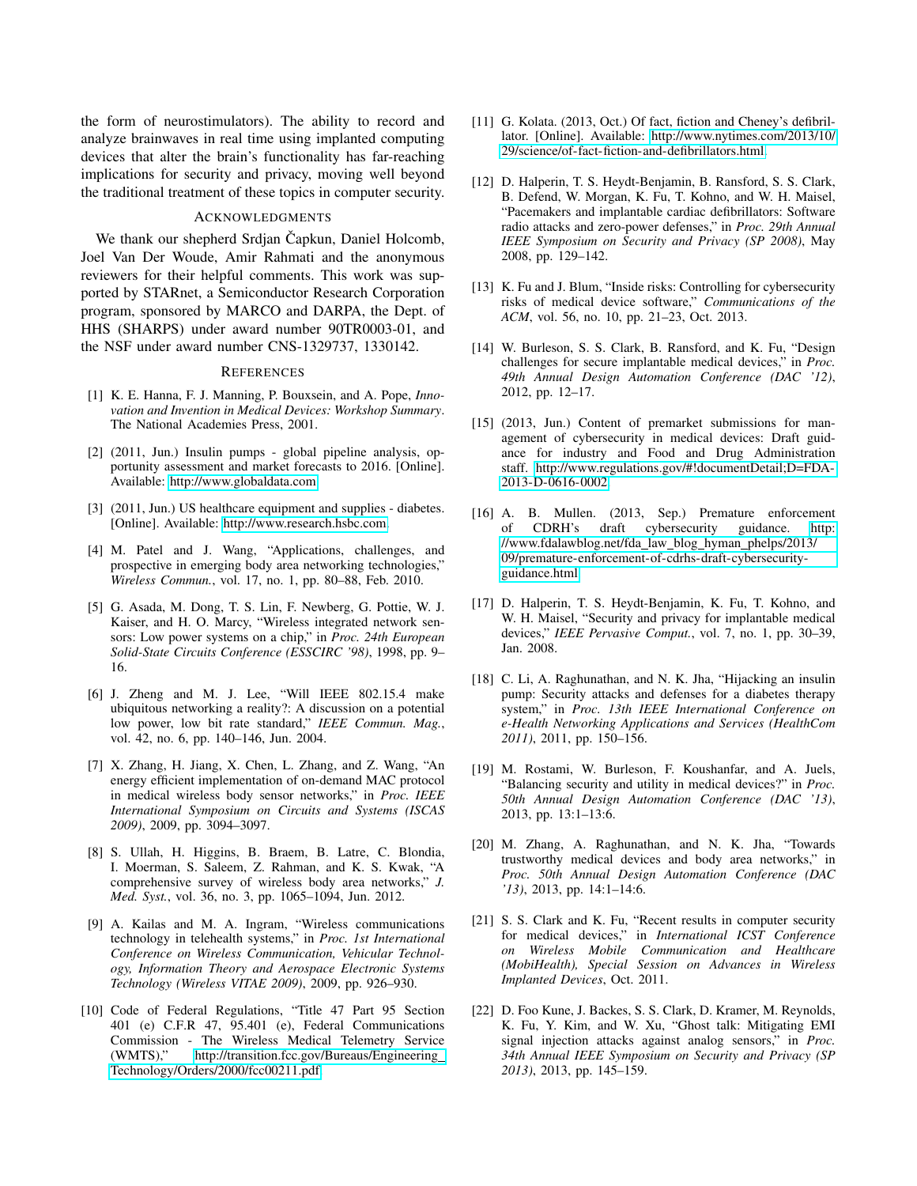the form of neurostimulators). The ability to record and analyze brainwaves in real time using implanted computing devices that alter the brain's functionality has far-reaching implications for security and privacy, moving well beyond the traditional treatment of these topics in computer security.

## Acknowledgments

We thank our shepherd Srdjan Čapkun, Daniel Holcomb, Joel Van Der Woude, Amir Rahmati and the anonymous reviewers for their helpful comments. This work was supported by STARnet, a Semiconductor Research Corporation program, sponsored by MARCO and DARPA, the Dept. of HHS (SHARPS) under award number 90TR0003-01, and the NSF under award number CNS-1329737, 1330142.

## References

[1] K. E. Hanna, F. J. Manning, P. Bouxsein, and A. Pope, *Innovation and Invention in Medical Devices: Workshop Summary*. The National Academies Press, 2001.

[2] (2011, Jun.) Insulin pumps - global pipeline analysis, opportunity assessment and market forecasts to 2016. [Online]. Available: http://www.globaldata.com

[3] (2011, Jun.) US healthcare equipment and supplies - diabetes. [Online]. Available: http://www.research.hsbc.com

[4] M. Patel and J. Wang, "Applications, challenges, and prospective in emerging body area networking technologies," *Wireless Commun.*, vol. 17, no. 1, pp. 80–88, Feb. 2010.

[5] G. Asada, M. Dong, T. S. Lin, F. Newberg, G. Pottie, W. J. Kaiser, and H. O. Marcy, "Wireless integrated network sensors: Low power systems on a chip," in *Proc. 24th European Solid-State Circuits Conference (ESSCIRC '98)*, 1998, pp. 9–16.

[6] J. Zheng and M. J. Lee, "Will IEEE 802.15.4 make ubiquitous networking a reality?: A discussion on a potential low power, low bit rate standard," *IEEE Commun. Mag.*, vol. 42, no. 6, pp. 140–146, Jun. 2004.

[7] X. Zhang, H. Jiang, X. Chen, L. Zhang, and Z. Wang, "An energy efficient implementation of on-demand MAC protocol in medical wireless body sensor networks," in *Proc. IEEE International Symposium on Circuits and Systems (ISCAS 2009)*, 2009, pp. 3094–3097.

[8] S. Ullah, H. Higgins, B. Braem, B. Latre, C. Blondia, I. Moerman, S. Saleem, Z. Rahman, and K. S. Kwak, "A comprehensive survey of wireless body area networks," *J. Med. Syst.*, vol. 36, no. 3, pp. 1065–1094, Jun. 2012.

[9] A. Kailas and M. A. Ingram, "Wireless communications technology in telehealth systems," in *Proc. 1st International Conference on Wireless Communication, Vehicular Technology, Information Theory and Aerospace Electronic Systems Technology (Wireless VITAE 2009)*, 2009, pp. 926–930.

[10] Code of Federal Regulations, "Title 47 Part 95 Section 401 (e) C.F.R 47, 95.401 (e), Federal Communications Commission - The Wireless Medical Telemetry Service (WMTS)," http://transition.fcc.gov/Bureaus/Engineering_Technology/Orders/2000/fcc00211.pdf

[11] G. Kolata. (2013, Oct.) Of fact, fiction and Cheney's defibrillator. [Online]. Available: http://www.nytimes.com/2013/10/29/science/of-fact-fiction-and-defibrillators.html

[12] D. Halperin, T. S. Heydt-Benjamin, B. Ransford, S. S. Clark, B. Defend, W. Morgan, K. Fu, T. Kohno, and W. H. Maisel, "Pacemakers and implantable cardiac defibrillators: Software radio attacks and zero-power defenses," in *Proc. 29th Annual IEEE Symposium on Security and Privacy (SP 2008)*, May 2008, pp. 129–142.

[13] K. Fu and J. Blum, "Inside risks: Controlling for cybersecurity risks of medical device software," *Communications of the ACM*, vol. 56, no. 10, pp. 21–23, Oct. 2013.

[14] W. Burleson, S. S. Clark, B. Ransford, and K. Fu, "Design challenges for secure implantable medical devices," in *Proc. 49th Annual Design Automation Conference (DAC '12)*, 2012, pp. 12–17.

[15] (2013, Jun.) Content of premarket submissions for management of cybersecurity in medical devices: Draft guidance for industry and Food and Drug Administration staff. http://www.regulations.gov/#!documentDetail;D=FDA-2013-D-0616-0002

[16] A. B. Mullen. (2013, Sep.) Premature enforcement of CDRH's draft cybersecurity guidance. http://www.fdalawblog.net/fda_law_blog_hyman_phelps/2013/09/premature-enforcement-of-cdrhs-draft-cybersecurity-guidance.html

[17] D. Halperin, T. S. Heydt-Benjamin, K. Fu, T. Kohno, and W. H. Maisel, "Security and privacy for implantable medical devices," *IEEE Pervasive Comput.*, vol. 7, no. 1, pp. 30–39, Jan. 2008.

[18] C. Li, A. Raghunathan, and N. K. Jha, "Hijacking an insulin pump: Security attacks and defenses for a diabetes therapy system," in *Proc. 13th IEEE International Conference on e-Health Networking Applications and Services (HealthCom 2011)*, 2011, pp. 150–156.

[19] M. Rostami, W. Burleson, F. Koushanfar, and A. Juels, "Balancing security and utility in medical devices?" in *Proc. 50th Annual Design Automation Conference (DAC '13)*, 2013, pp. 13:1–13:6.

[20] M. Zhang, A. Raghunathan, and N. K. Jha, "Towards trustworthy medical devices and body area networks," in *Proc. 50th Annual Design Automation Conference (DAC '13)*, 2013, pp. 14:1–14:6.

[21] S. S. Clark and K. Fu, "Recent results in computer security for medical devices," in *International ICST Conference on Wireless Mobile Communication and Healthcare (MobiHealth), Special Session on Advances in Wireless Implanted Devices*, Oct. 2011.

[22] D. Foo Kune, J. Backes, S. S. Clark, D. Kramer, M. Reynolds, K. Fu, Y. Kim, and W. Xu, "Ghost talk: Mitigating EMI signal injection attacks against analog sensors," in *Proc. 34th Annual IEEE Symposium on Security and Privacy (SP 2013)*, 2013, pp. 145–159.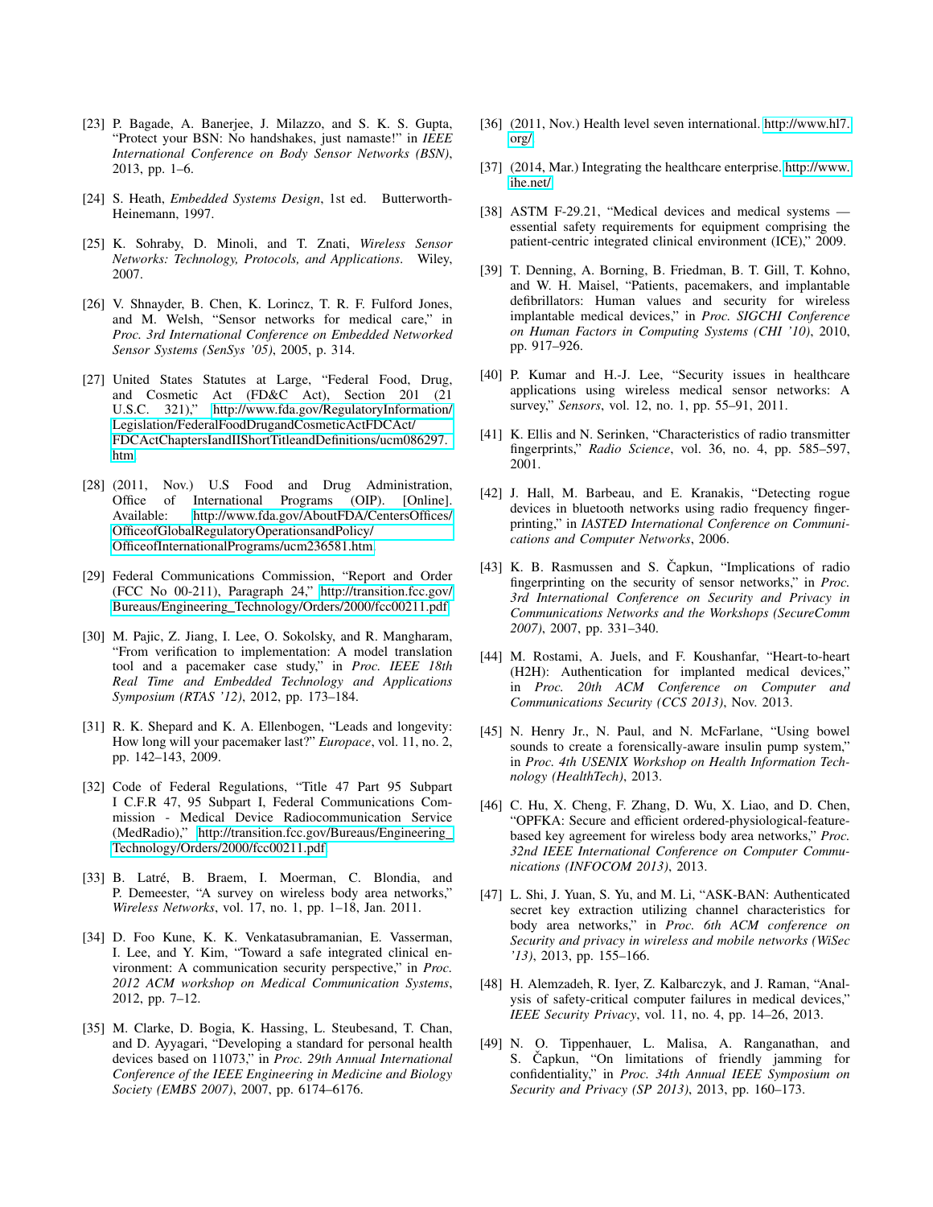[23] P. Bagade, A. Banerjee, J. Milazzo, and S. K. S. Gupta, "Protect your BSN: No handshakes, just namaste!" in *IEEE International Conference on Body Sensor Networks (BSN)*, 2013, pp. 1–6.

[24] S. Heath, *Embedded Systems Design*, 1st ed. Butterworth-Heinemann, 1997.

[25] K. Sohraby, D. Minoli, and T. Znati, *Wireless Sensor Networks: Technology, Protocols, and Applications*. Wiley, 2007.

[26] V. Shnayder, B. Chen, K. Lorincz, T. R. F. Fulford Jones, and M. Welsh, "Sensor networks for medical care," in *Proc. 3rd International Conference on Embedded Networked Sensor Systems (SenSys '05)*, 2005, p. 314.

[27] United States Statutes at Large, "Federal Food, Drug, and Cosmetic Act (FD&C Act), Section 201 (21 U.S.C. 321)," http://www.fda.gov/RegulatoryInformation/Legislation/FederalFoodDrugandCosmeticActFDCAct/FDCActChaptersIandIIShortTitleandDefinitions/ucm086297.htm

[28] (2011, Nov.) U.S Food and Drug Administration, Office of International Programs (OIP). [Online]. Available: http://www.fda.gov/AboutFDA/CentersOffices/OfficeofGlobalRegulatoryOperationsandPolicy/OfficeofInternationalPrograms/ucm236581.htm

[29] Federal Communications Commission, "Report and Order (FCC No 00-211), Paragraph 24," http://transition.fcc.gov/Bureaus/Engineering_Technology/Orders/2000/fcc00211.pdf

[30] M. Pajic, Z. Jiang, I. Lee, O. Sokolsky, and R. Mangharam, "From verification to implementation: A model translation tool and a pacemaker case study," in *Proc. IEEE 18th Real Time and Embedded Technology and Applications Symposium (RTAS '12)*, 2012, pp. 173–184.

[31] R. K. Shepard and K. A. Ellenbogen, "Leads and longevity: How long will your pacemaker last?" *Europace*, vol. 11, no. 2, pp. 142–143, 2009.

[32] Code of Federal Regulations, "Title 47 Part 95 Subpart I C.F.R 47, 95 Subpart I, Federal Communications Commission - Medical Device Radiocommunication Service (MedRadio)," http://transition.fcc.gov/Bureaus/Engineering_Technology/Orders/2000/fcc00211.pdf

[33] B. Latré, B. Braem, I. Moerman, C. Blondia, and P. Demeester, "A survey on wireless body area networks," *Wireless Networks*, vol. 17, no. 1, pp. 1–18, Jan. 2011.

[34] D. Foo Kune, K. K. Venkatasubramanian, E. Vasserman, I. Lee, and Y. Kim, "Toward a safe integrated clinical environment: A communication security perspective," in *Proc. 2012 ACM workshop on Medical Communication Systems*, 2012, pp. 7–12.

[35] M. Clarke, D. Bogia, K. Hassing, L. Steubesand, T. Chan, and D. Ayyagari, "Developing a standard for personal health devices based on 11073," in *Proc. 29th Annual International Conference of the IEEE Engineering in Medicine and Biology Society (EMBS 2007)*, 2007, pp. 6174–6176.

[36] (2011, Nov.) Health level seven international. http://www.hl7.org/

[37] (2014, Mar.) Integrating the healthcare enterprise. http://www.ihe.net/

[38] ASTM F-29.21, "Medical devices and medical systems — essential safety requirements for equipment comprising the patient-centric integrated clinical environment (ICE)," 2009.

[39] T. Denning, A. Borning, B. Friedman, B. T. Gill, T. Kohno, and W. H. Maisel, "Patients, pacemakers, and implantable defibrillators: Human values and security for wireless implantable medical devices," in *Proc. SIGCHI Conference on Human Factors in Computing Systems (CHI '10)*, 2010, pp. 917–926.

[40] P. Kumar and H.-J. Lee, "Security issues in healthcare applications using wireless medical sensor networks: A survey," *Sensors*, vol. 12, no. 1, pp. 55–91, 2011.

[41] K. Ellis and N. Serinken, "Characteristics of radio transmitter fingerprints," *Radio Science*, vol. 36, no. 4, pp. 585–597, 2001.

[42] J. Hall, M. Barbeau, and E. Kranakis, "Detecting rogue devices in bluetooth networks using radio frequency fingerprinting," in *IASTED International Conference on Communications and Computer Networks*, 2006.

[43] K. B. Rasmussen and S. Čapkun, "Implications of radio fingerprinting on the security of sensor networks," in *Proc. 3rd International Conference on Security and Privacy in Communications Networks and the Workshops (SecureComm 2007)*, 2007, pp. 331–340.

[44] M. Rostami, A. Juels, and F. Koushanfar, "Heart-to-heart (H2H): Authentication for implanted medical devices," in *Proc. 20th ACM Conference on Computer and Communications Security (CCS 2013)*, Nov. 2013.

[45] N. Henry Jr., N. Paul, and N. McFarlane, "Using bowel sounds to create a forensically-aware insulin pump system," in *Proc. 4th USENIX Workshop on Health Information Technology (HealthTech)*, 2013.

[46] C. Hu, X. Cheng, F. Zhang, D. Wu, X. Liao, and D. Chen, "OPFKA: Secure and efficient ordered-physiological-feature-based key agreement for wireless body area networks," *Proc. 32nd IEEE International Conference on Computer Communications (INFOCOM 2013)*, 2013.

[47] L. Shi, J. Yuan, S. Yu, and M. Li, "ASK-BAN: Authenticated secret key extraction utilizing channel characteristics for body area networks," in *Proc. 6th ACM conference on Security and privacy in wireless and mobile networks (WiSec '13)*, 2013, pp. 155–166.

[48] H. Alemzadeh, R. Iyer, Z. Kalbarczyk, and J. Raman, "Analysis of safety-critical computer failures in medical devices," *IEEE Security Privacy*, vol. 11, no. 4, pp. 14–26, 2013.

[49] N. O. Tippenhauer, L. Malisa, A. Ranganathan, and S. Čapkun, "On limitations of friendly jamming for confidentiality," in *Proc. 34th Annual IEEE Symposium on Security and Privacy (SP 2013)*, 2013, pp. 160–173.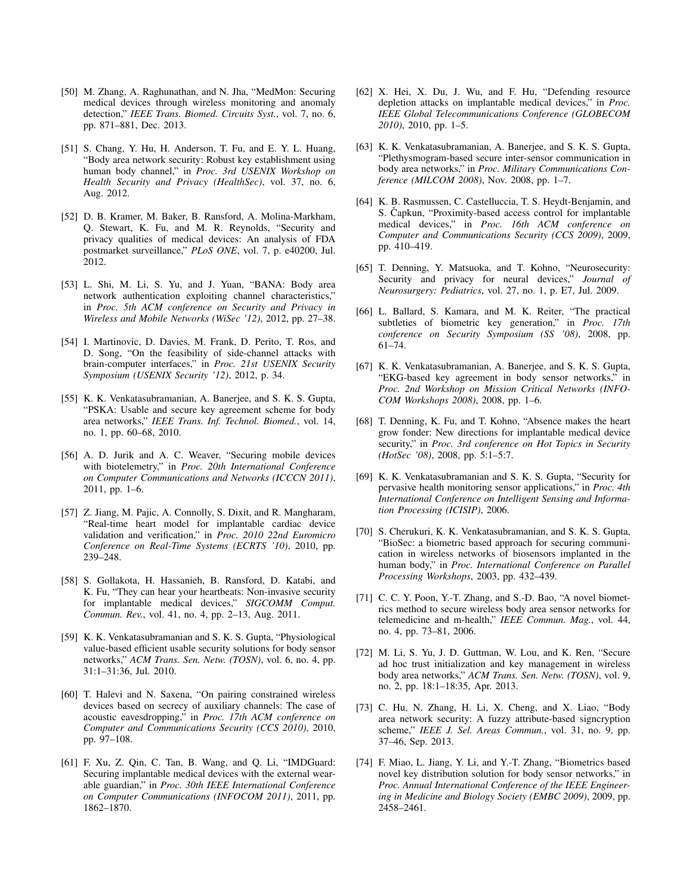[50] M. Zhang, A. Raghunathan, and N. Jha, "MedMon: Securing medical devices through wireless monitoring and anomaly detection," *IEEE Trans. Biomed. Circuits Syst.*, vol. 7, no. 6, pp. 871–881, Dec. 2013.

[51] S. Chang, Y. Hu, H. Anderson, T. Fu, and E. Y. L. Huang, "Body area network security: Robust key establishment using human body channel," in *Proc. 3rd USENIX Workshop on Health Security and Privacy (HealthSec)*, vol. 37, no. 6, Aug. 2012.

[52] D. B. Kramer, M. Baker, B. Ransford, A. Molina-Markham, Q. Stewart, K. Fu, and M. R. Reynolds, "Security and privacy qualities of medical devices: An analysis of FDA postmarket surveillance," *PLoS ONE*, vol. 7, p. e40200, Jul. 2012.

[53] L. Shi, M. Li, S. Yu, and J. Yuan, "BANA: Body area network authentication exploiting channel characteristics," in *Proc. 5th ACM conference on Security and Privacy in Wireless and Mobile Networks (WiSec '12)*, 2012, pp. 27–38.

[54] I. Martinovic, D. Davies, M. Frank, D. Perito, T. Ros, and D. Song, "On the feasibility of side-channel attacks with brain-computer interfaces," in *Proc. 21st USENIX Security Symposium (USENIX Security '12)*, 2012, p. 34.

[55] K. K. Venkatasubramanian, A. Banerjee, and S. K. S. Gupta, "PSKA: Usable and secure key agreement scheme for body area networks," *IEEE Trans. Inf. Technol. Biomed.*, vol. 14, no. 1, pp. 60–68, 2010.

[56] A. D. Jurik and A. C. Weaver, "Securing mobile devices with biotelemetry," in *Proc. 20th International Conference on Computer Communications and Networks (ICCCN 2011)*, 2011, pp. 1–6.

[57] Z. Jiang, M. Pajic, A. Connolly, S. Dixit, and R. Mangharam, "Real-time heart model for implantable cardiac device validation and verification," in *Proc. 2010 22nd Euromicro Conference on Real-Time Systems (ECRTS '10)*, 2010, pp. 239–248.

[58] S. Gollakota, H. Hassanieh, B. Ransford, D. Katabi, and K. Fu, "They can hear your heartbeats: Non-invasive security for implantable medical devices," *SIGCOMM Comput. Commun. Rev.*, vol. 41, no. 4, pp. 2–13, Aug. 2011.

[59] K. K. Venkatasubramanian and S. K. S. Gupta, "Physiological value-based efficient usable security solutions for body sensor networks," *ACM Trans. Sen. Netw. (TOSN)*, vol. 6, no. 4, pp. 31:1–31:36, Jul. 2010.

[60] T. Halevi and N. Saxena, "On pairing constrained wireless devices based on secrecy of auxiliary channels: The case of acoustic eavesdropping," in *Proc. 17th ACM conference on Computer and Communications Security (CCS 2010)*, 2010, pp. 97–108.

[61] F. Xu, Z. Qin, C. Tan, B. Wang, and Q. Li, "IMDGuard: Securing implantable medical devices with the external wearable guardian," in *Proc. 30th IEEE International Conference on Computer Communications (INFOCOM 2011)*, 2011, pp. 1862–1870.

[62] X. Hei, X. Du, J. Wu, and F. Hu, "Defending resource depletion attacks on implantable medical devices," in *Proc. IEEE Global Telecommunications Conference (GLOBECOM 2010)*, 2010, pp. 1–5.

[63] K. K. Venkatasubramanian, A. Banerjee, and S. K. S. Gupta, "Plethysmogram-based secure inter-sensor communication in body area networks," in *Proc. Military Communications Conference (MILCOM 2008)*, Nov. 2008, pp. 1–7.

[64] K. B. Rasmussen, C. Castelluccia, T. S. Heydt-Benjamin, and S. Čapkun, "Proximity-based access control for implantable medical devices," in *Proc. 16th ACM conference on Computer and Communications Security (CCS 2009)*, 2009, pp. 410–419.

[65] T. Denning, Y. Matsuoka, and T. Kohno, "Neurosecurity: Security and privacy for neural devices," *Journal of Neurosurgery: Pediatrics*, vol. 27, no. 1, p. E7, Jul. 2009.

[66] L. Ballard, S. Kamara, and M. K. Reiter, "The practical subtleties of biometric key generation," in *Proc. 17th conference on Security Symposium (SS '08)*, 2008, pp. 61–74.

[67] K. K. Venkatasubramanian, A. Banerjee, and S. K. S. Gupta, "EKG-based key agreement in body sensor networks," in *Proc. 2nd Workshop on Mission Critical Networks (INFOCOM Workshops 2008)*, 2008, pp. 1–6.

[68] T. Denning, K. Fu, and T. Kohno, "Absence makes the heart grow fonder: New directions for implantable medical device security," in *Proc. 3rd conference on Hot Topics in Security (HotSec '08)*, 2008, pp. 5:1–5:7.

[69] K. K. Venkatasubramanian and S. K. S. Gupta, "Security for pervasive health monitoring sensor applications," in *Proc. 4th International Conference on Intelligent Sensing and Information Processing (ICISIP)*, 2006.

[70] S. Cherukuri, K. K. Venkatasubramanian, and S. K. S. Gupta, "BioSec: a biometric based approach for securing communication in wireless networks of biosensors implanted in the human body," in *Proc. International Conference on Parallel Processing Workshops*, 2003, pp. 432–439.

[71] C. C. Y. Poon, Y.-T. Zhang, and S.-D. Bao, "A novel biometrics method to secure wireless body area sensor networks for telemedicine and m-health," *IEEE Commun. Mag.*, vol. 44, no. 4, pp. 73–81, 2006.

[72] M. Li, S. Yu, J. D. Guttman, W. Lou, and K. Ren, "Secure ad hoc trust initialization and key management in wireless body area networks," *ACM Trans. Sen. Netw. (TOSN)*, vol. 9, no. 2, pp. 18:1–18:35, Apr. 2013.

[73] C. Hu, N. Zhang, H. Li, X. Cheng, and X. Liao, "Body area network security: A fuzzy attribute-based signcryption scheme," *IEEE J. Sel. Areas Commun.*, vol. 31, no. 9, pp. 37–46, Sep. 2013.

[74] F. Miao, L. Jiang, Y. Li, and Y.-T. Zhang, "Biometrics based novel key distribution solution for body sensor networks," in *Proc. Annual International Conference of the IEEE Engineering in Medicine and Biology Society (EMBC 2009)*, 2009, pp. 2458–2461.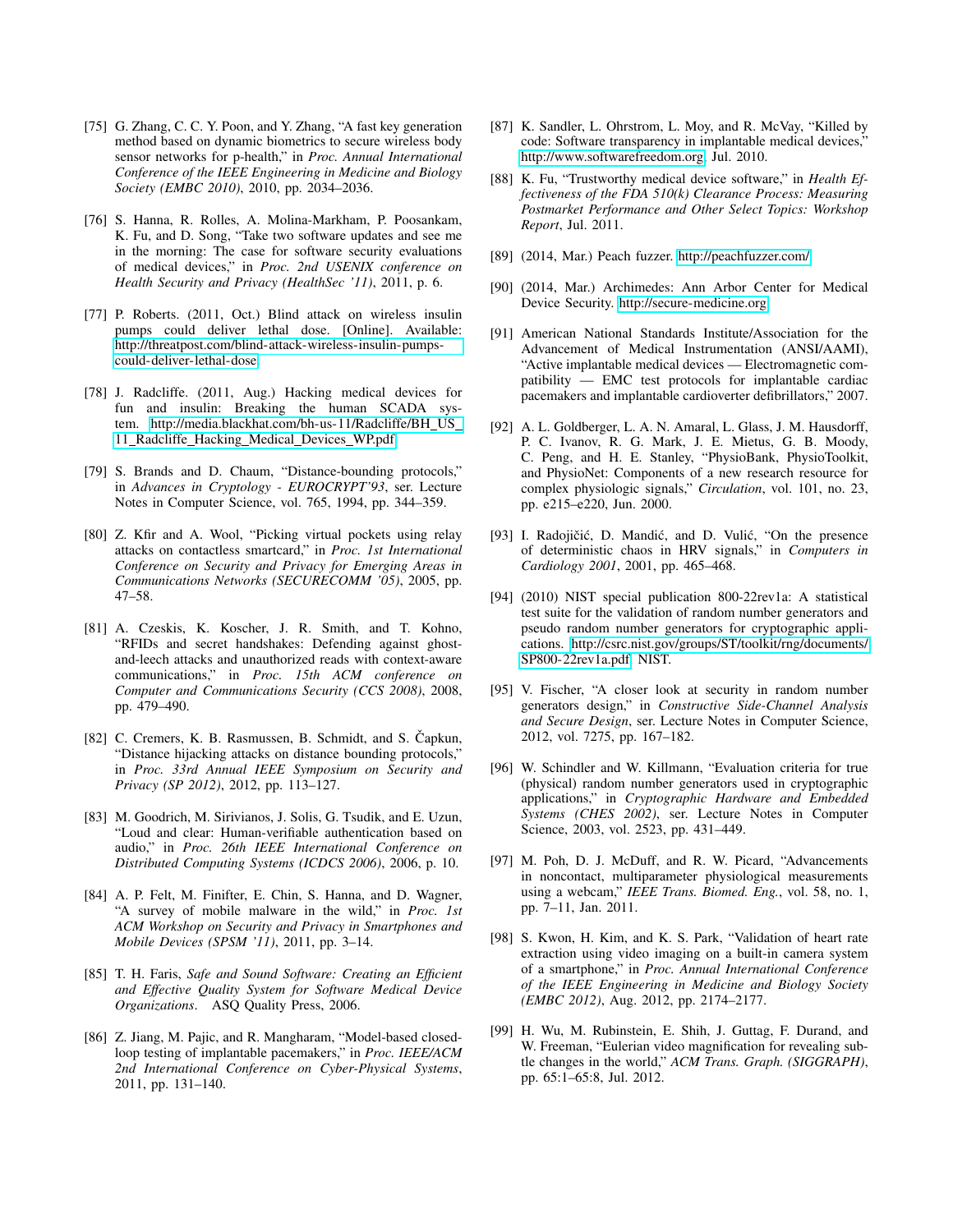[75] G. Zhang, C. C. Y. Poon, and Y. Zhang, "A fast key generation method based on dynamic biometrics to secure wireless body sensor networks for p-health," in *Proc. Annual International Conference of the IEEE Engineering in Medicine and Biology Society (EMBC 2010)*, 2010, pp. 2034–2036.

[76] S. Hanna, R. Rolles, A. Molina-Markham, P. Poosankam, K. Fu, and D. Song, "Take two software updates and see me in the morning: The case for software security evaluations of medical devices," in *Proc. 2nd USENIX conference on Health Security and Privacy (HealthSec '11)*, 2011, p. 6.

[77] P. Roberts. (2011, Oct.) Blind attack on wireless insulin pumps could deliver lethal dose. [Online]. Available: http://threatpost.com/blind-attack-wireless-insulin-pumps-could-deliver-lethal-dose

[78] J. Radcliffe. (2011, Aug.) Hacking medical devices for fun and insulin: Breaking the human SCADA system. http://media.blackhat.com/bh-us-11/Radcliffe/BH_US_11_Radcliffe_Hacking_Medical_Devices_WP.pdf

[79] S. Brands and D. Chaum, "Distance-bounding protocols," in *Advances in Cryptology - EUROCRYPT'93*, ser. Lecture Notes in Computer Science, vol. 765, 1994, pp. 344–359.

[80] Z. Kfir and A. Wool, "Picking virtual pockets using relay attacks on contactless smartcard," in *Proc. 1st International Conference on Security and Privacy for Emerging Areas in Communications Networks (SECURECOMM '05)*, 2005, pp. 47–58.

[81] A. Czeskis, K. Koscher, J. R. Smith, and T. Kohno, "RFIDs and secret handshakes: Defending against ghost-and-leech attacks and unauthorized reads with context-aware communications," in *Proc. 15th ACM conference on Computer and Communications Security (CCS 2008)*, 2008, pp. 479–490.

[82] C. Cremers, K. B. Rasmussen, B. Schmidt, and S. Čapkun, "Distance hijacking attacks on distance bounding protocols," in *Proc. 33rd Annual IEEE Symposium on Security and Privacy (SP 2012)*, 2012, pp. 113–127.

[83] M. Goodrich, M. Sirivianos, J. Solis, G. Tsudik, and E. Uzun, "Loud and clear: Human-verifiable authentication based on audio," in *Proc. 26th IEEE International Conference on Distributed Computing Systems (ICDCS 2006)*, 2006, p. 10.

[84] A. P. Felt, M. Finifter, E. Chin, S. Hanna, and D. Wagner, "A survey of mobile malware in the wild," in *Proc. 1st ACM Workshop on Security and Privacy in Smartphones and Mobile Devices (SPSM '11)*, 2011, pp. 3–14.

[85] T. H. Faris, *Safe and Sound Software: Creating an Efficient and Effective Quality System for Software Medical Device Organizations*. ASQ Quality Press, 2006.

[86] Z. Jiang, M. Pajic, and R. Mangharam, "Model-based closed-loop testing of implantable pacemakers," in *Proc. IEEE/ACM 2nd International Conference on Cyber-Physical Systems*, 2011, pp. 131–140.

[87] K. Sandler, L. Ohrstrom, L. Moy, and R. McVay, "Killed by code: Software transparency in implantable medical devices," http://www.softwarefreedom.org, Jul. 2010.

[88] K. Fu, "Trustworthy medical device software," in *Health Effectiveness of the FDA 510(k) Clearance Process: Measuring Postmarket Performance and Other Select Topics: Workshop Report*, Jul. 2011.

[89] (2014, Mar.) Peach fuzzer. http://peachfuzzer.com/

[90] (2014, Mar.) Archimedes: Ann Arbor Center for Medical Device Security. http://secure-medicine.org

[91] American National Standards Institute/Association for the Advancement of Medical Instrumentation (ANSI/AAMI), "Active implantable medical devices — Electromagnetic compatibility — EMC test protocols for implantable cardiac pacemakers and implantable cardioverter defibrillators," 2007.

[92] A. L. Goldberger, L. A. N. Amaral, L. Glass, J. M. Hausdorff, P. C. Ivanov, R. G. Mark, J. E. Mietus, G. B. Moody, C. Peng, and H. E. Stanley, "PhysioBank, PhysioToolkit, and PhysioNet: Components of a new research resource for complex physiologic signals," *Circulation*, vol. 101, no. 23, pp. e215–e220, Jun. 2000.

[93] I. Radojičić, D. Mandić, and D. Vulić, "On the presence of deterministic chaos in HRV signals," in *Computers in Cardiology 2001*, 2001, pp. 465–468.

[94] (2010) NIST special publication 800-22rev1a: A statistical test suite for the validation of random number generators and pseudo random number generators for cryptographic applications. http://csrc.nist.gov/groups/ST/toolkit/rng/documents/SP800-22rev1a.pdf NIST.

[95] V. Fischer, "A closer look at security in random number generators design," in *Constructive Side-Channel Analysis and Secure Design*, ser. Lecture Notes in Computer Science, 2012, vol. 7275, pp. 167–182.

[96] W. Schindler and W. Killmann, "Evaluation criteria for true (physical) random number generators used in cryptographic applications," in *Cryptographic Hardware and Embedded Systems (CHES 2002)*, ser. Lecture Notes in Computer Science, 2003, vol. 2523, pp. 431–449.

[97] M. Poh, D. J. McDuff, and R. W. Picard, "Advancements in noncontact, multiparameter physiological measurements using a webcam," *IEEE Trans. Biomed. Eng.*, vol. 58, no. 1, pp. 7–11, Jan. 2011.

[98] S. Kwon, H. Kim, and K. S. Park, "Validation of heart rate extraction using video imaging on a built-in camera system of a smartphone," in *Proc. Annual International Conference of the IEEE Engineering in Medicine and Biology Society (EMBC 2012)*, Aug. 2012, pp. 2174–2177.

[99] H. Wu, M. Rubinstein, E. Shih, J. Guttag, F. Durand, and W. Freeman, "Eulerian video magnification for revealing subtle changes in the world," *ACM Trans. Graph. (SIGGRAPH)*, pp. 65:1–65:8, Jul. 2012.